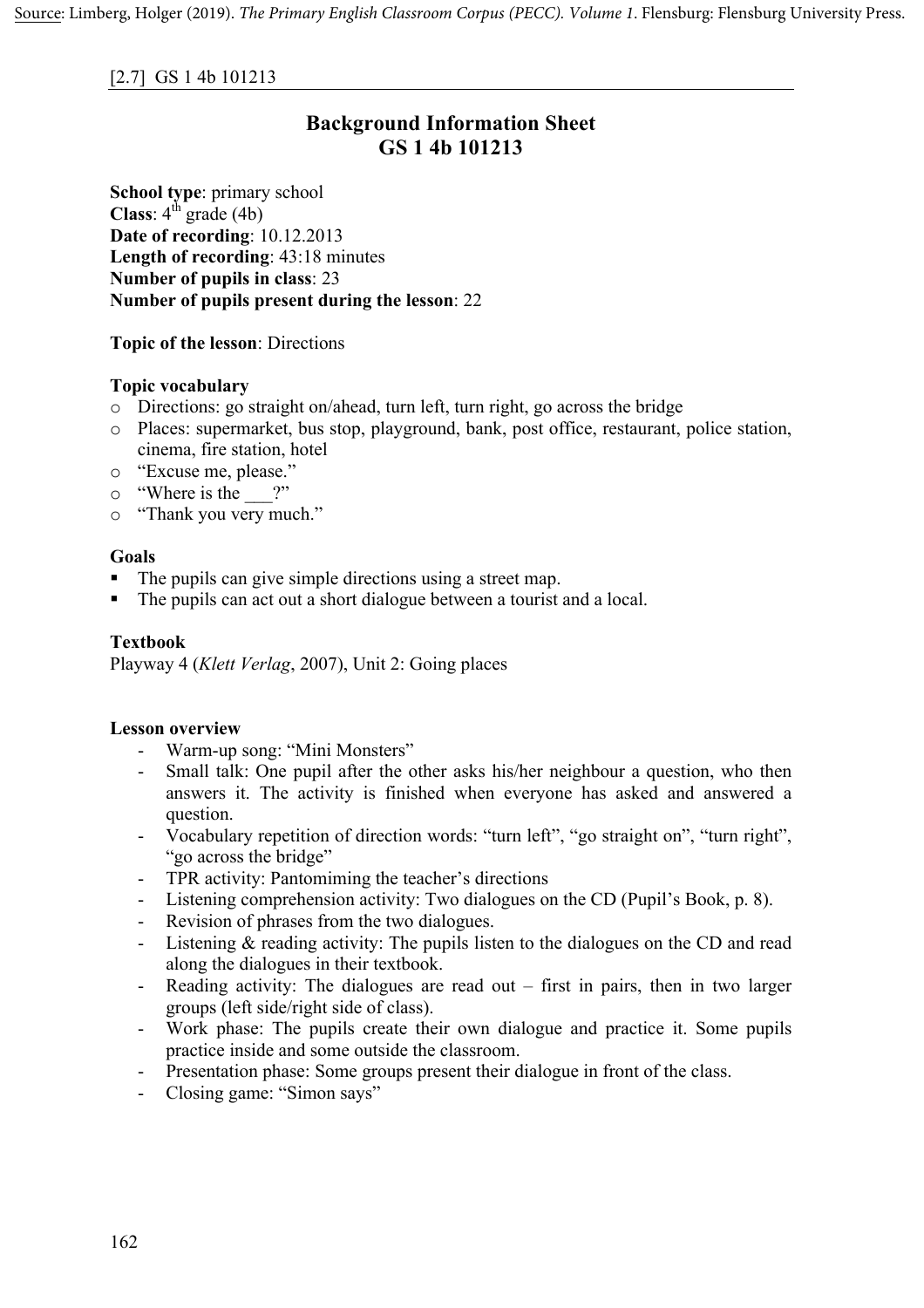[2.7] GS 1 4b 101213

# Background Information Sheet
# GS 1 4b 101213

**School type**: primary school
**Class**: 4th grade (4b)
**Date of recording**: 10.12.2013
**Length of recording**: 43:18 minutes
**Number of pupils in class**: 23
**Number of pupils present during the lesson**: 22

**Topic of the lesson**: Directions

**Topic vocabulary**

- Directions: go straight on/ahead, turn left, turn right, go across the bridge
- Places: supermarket, bus stop, playground, bank, post office, restaurant, police station, cinema, fire station, hotel
- "Excuse me, please."
- "Where is the ___?"
- "Thank you very much."

**Goals**

- The pupils can give simple directions using a street map.
- The pupils can act out a short dialogue between a tourist and a local.

**Textbook**

Playway 4 (*Klett Verlag*, 2007), Unit 2: Going places

**Lesson overview**

- Warm-up song: "Mini Monsters"
- Small talk: One pupil after the other asks his/her neighbour a question, who then answers it. The activity is finished when everyone has asked and answered a question.
- Vocabulary repetition of direction words: "turn left", "go straight on", "turn right", "go across the bridge"
- TPR activity: Pantomiming the teacher's directions
- Listening comprehension activity: Two dialogues on the CD (Pupil's Book, p. 8).
- Revision of phrases from the two dialogues.
- Listening & reading activity: The pupils listen to the dialogues on the CD and read along the dialogues in their textbook.
- Reading activity: The dialogues are read out – first in pairs, then in two larger groups (left side/right side of class).
- Work phase: The pupils create their own dialogue and practice it. Some pupils practice inside and some outside the classroom.
- Presentation phase: Some groups present their dialogue in front of the class.
- Closing game: "Simon says"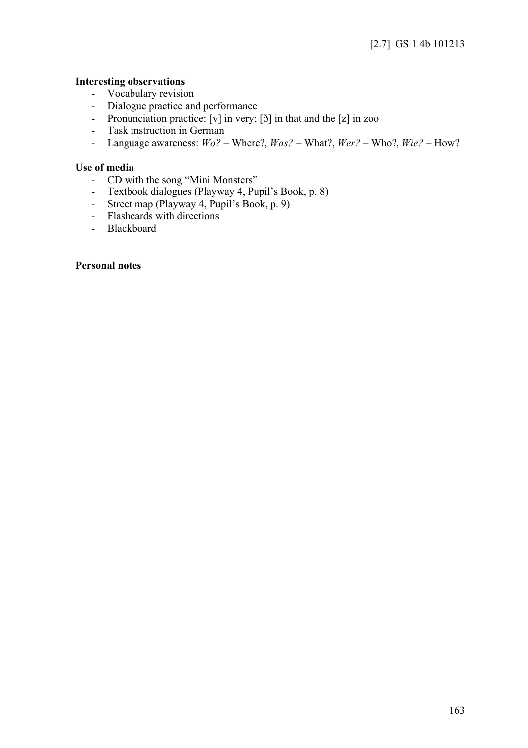**Interesting observations**

- Vocabulary revision
- Dialogue practice and performance
- Pronunciation practice: [v] in very; [ð] in that and the [z] in zoo
- Task instruction in German
- Language awareness: *Wo?* – Where?, *Was?* – What?, *Wer?* – Who?, *Wie?* – How?

**Use of media**

- CD with the song "Mini Monsters"
- Textbook dialogues (Playway 4, Pupil's Book, p. 8)
- Street map (Playway 4, Pupil's Book, p. 9)
- Flashcards with directions
- Blackboard

**Personal notes**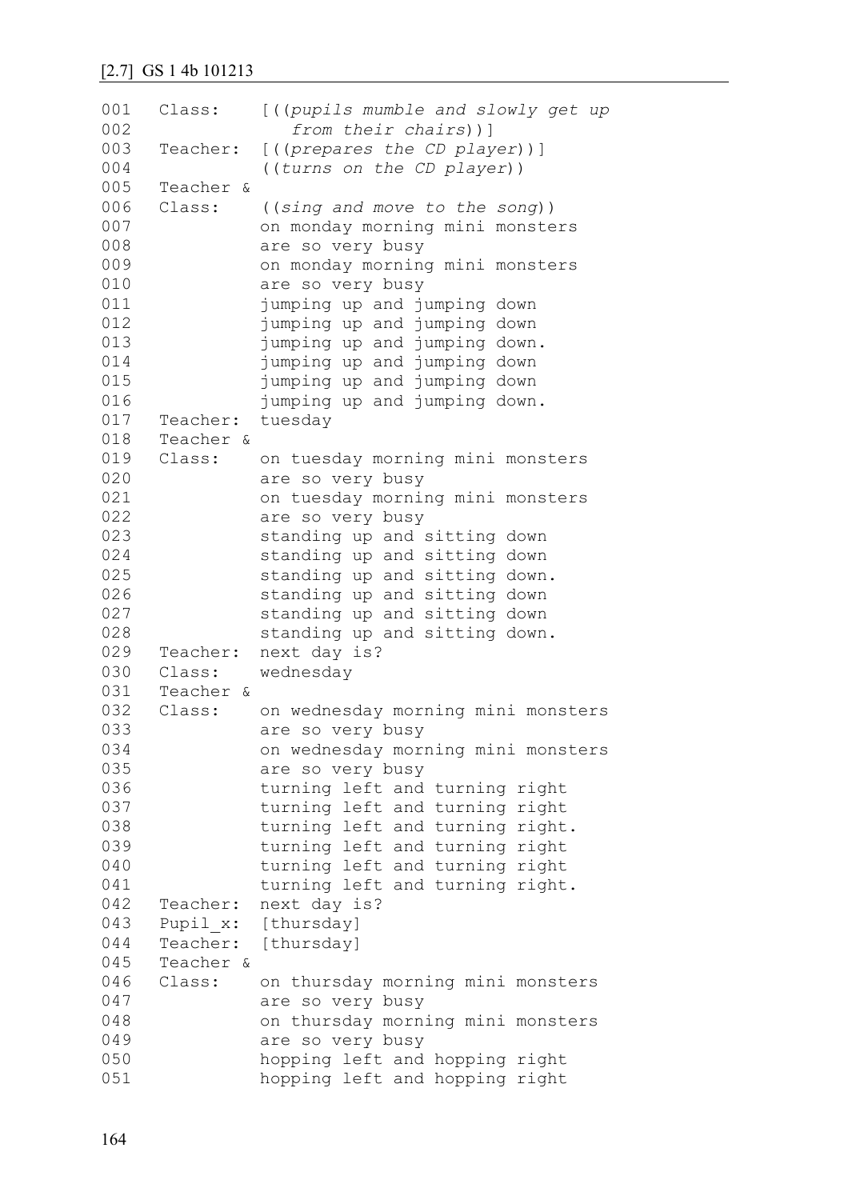[2.7] GS 1 4b 101213

```
001   Class:     [((pupils mumble and slowly get up
002                 from their chairs))]
003   Teacher:   [((prepares the CD player))]
004              ((turns on the CD player))
005   Teacher &
006   Class:     ((sing and move to the song))
007              on monday morning mini monsters
008              are so very busy
009              on monday morning mini monsters
010              are so very busy
011              jumping up and jumping down
012              jumping up and jumping down
013              jumping up and jumping down.
014              jumping up and jumping down
015              jumping up and jumping down
016              jumping up and jumping down.
017   Teacher:   tuesday
018   Teacher &
019   Class:     on tuesday morning mini monsters
020              are so very busy
021              on tuesday morning mini monsters
022              are so very busy
023              standing up and sitting down
024              standing up and sitting down
025              standing up and sitting down.
026              standing up and sitting down
027              standing up and sitting down
028              standing up and sitting down.
029   Teacher:   next day is?
030   Class:     wednesday
031   Teacher &
032   Class:     on wednesday morning mini monsters
033              are so very busy
034              on wednesday morning mini monsters
035              are so very busy
036              turning left and turning right
037              turning left and turning right
038              turning left and turning right.
039              turning left and turning right
040              turning left and turning right
041              turning left and turning right.
042   Teacher:   next day is?
043   Pupil_x:   [thursday]
044   Teacher:   [thursday]
045   Teacher &
046   Class:     on thursday morning mini monsters
047              are so very busy
048              on thursday morning mini monsters
049              are so very busy
050              hopping left and hopping right
051              hopping left and hopping right
```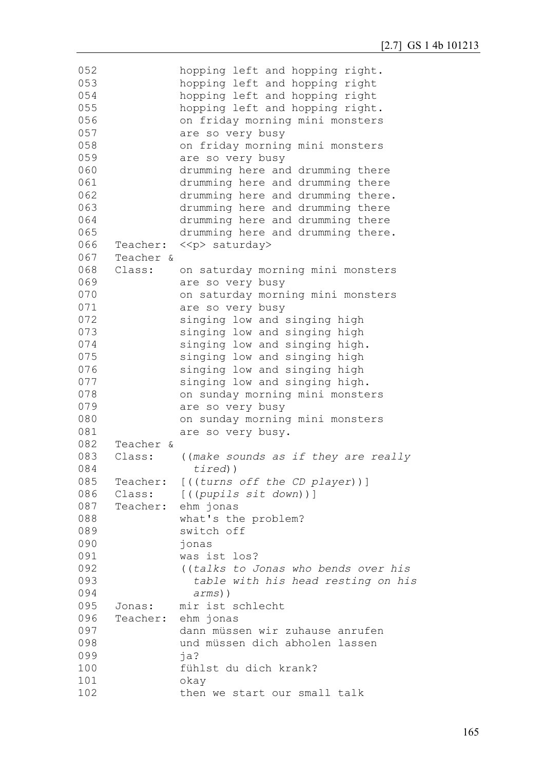```
052              hopping left and hopping right.
053              hopping left and hopping right
054              hopping left and hopping right
055              hopping left and hopping right.
056              on friday morning mini monsters
057              are so very busy
058              on friday morning mini monsters
059              are so very busy
060              drumming here and drumming there
061              drumming here and drumming there
062              drumming here and drumming there.
063              drumming here and drumming there
064              drumming here and drumming there
065              drumming here and drumming there.
066   Teacher:   <<p> saturday>
067   Teacher &
068   Class:     on saturday morning mini monsters
069              are so very busy
070              on saturday morning mini monsters
071              are so very busy
072              singing low and singing high
073              singing low and singing high
074              singing low and singing high.
075              singing low and singing high
076              singing low and singing high
077              singing low and singing high.
078              on sunday morning mini monsters
079              are so very busy
080              on sunday morning mini monsters
081              are so very busy.
082   Teacher &
083   Class:     ((make sounds as if they are really
084                tired))
085   Teacher:   [((turns off the CD player))]
086   Class:     [((pupils sit down))]
087   Teacher:   ehm jonas
088              what's the problem?
089              switch off
090              jonas
091              was ist los?
092              ((talks to Jonas who bends over his
093                table with his head resting on his
094                arms))
095   Jonas:     mir ist schlecht
096   Teacher:   ehm jonas
097              dann müssen wir zuhause anrufen
098              und müssen dich abholen lassen
099              ja?
100              fühlst du dich krank?
101              okay
102              then we start our small talk
```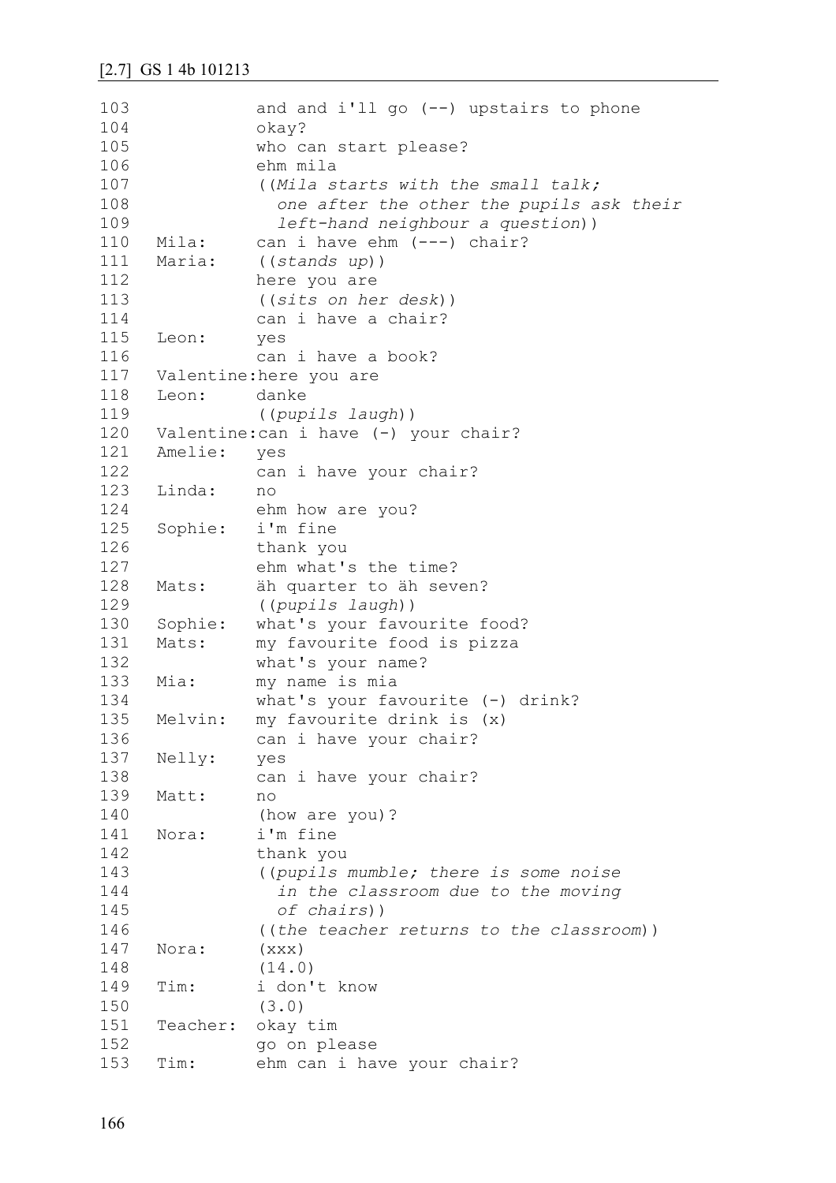[2.7] GS 1 4b 101213

```
103             and and i'll go (--) upstairs to phone
104             okay?
105             who can start please?
106             ehm mila
107             ((Mila starts with the small talk;
108               one after the other the pupils ask their
109               left-hand neighbour a question))
110   Mila:     can i have ehm (---) chair?
111   Maria:    ((stands up))
112             here you are
113             ((sits on her desk))
114             can i have a chair?
115   Leon:     yes
116             can i have a book?
117   Valentine:here you are
118   Leon:     danke
119             ((pupils laugh))
120   Valentine:can i have (-) your chair?
121   Amelie:   yes
122             can i have your chair?
123   Linda:    no
124             ehm how are you?
125   Sophie:   i'm fine
126             thank you
127             ehm what's the time?
128   Mats:     äh quarter to äh seven?
129             ((pupils laugh))
130   Sophie:   what's your favourite food?
131   Mats:     my favourite food is pizza
132             what's your name?
133   Mia:      my name is mia
134             what's your favourite (-) drink?
135   Melvin:   my favourite drink is (x)
136             can i have your chair?
137   Nelly:    yes
138             can i have your chair?
139   Matt:     no
140             (how are you)?
141   Nora:     i'm fine
142             thank you
143             ((pupils mumble; there is some noise
144               in the classroom due to the moving
145               of chairs))
146             ((the teacher returns to the classroom))
147   Nora:     (xxx)
148             (14.0)
149   Tim:      i don't know
150             (3.0)
151   Teacher:  okay tim
152             go on please
153   Tim:      ehm can i have your chair?
```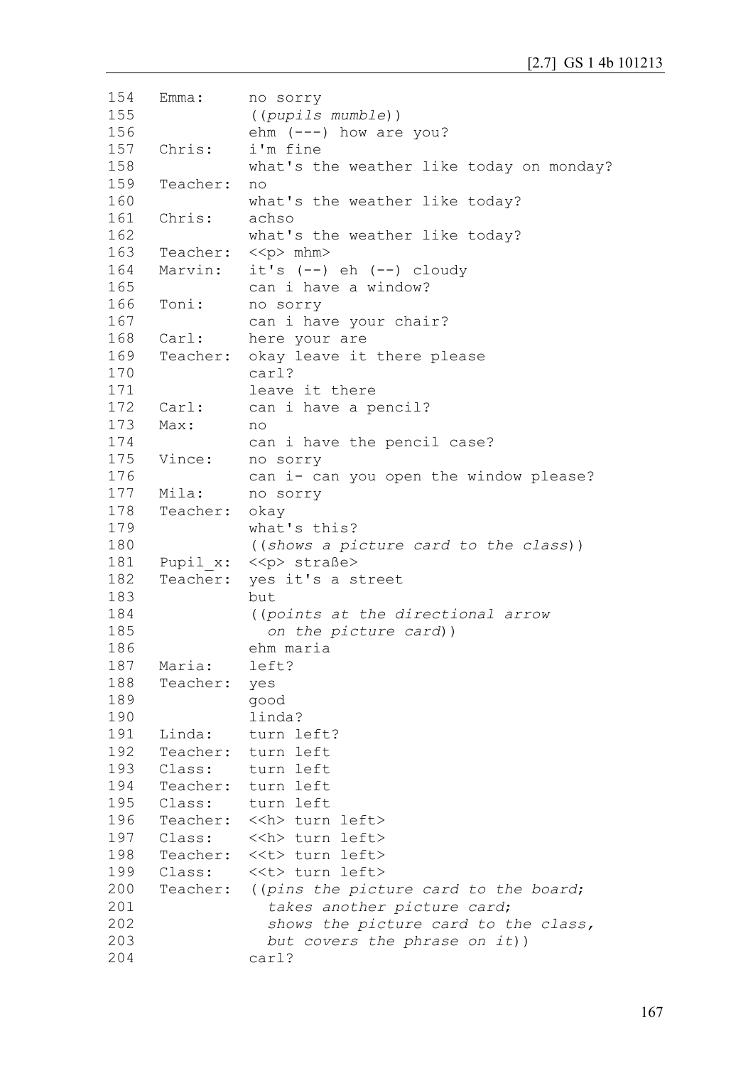```
154   Emma:      no sorry
155              ((pupils mumble))
156              ehm (---) how are you?
157   Chris:     i'm fine
158              what's the weather like today on monday?
159   Teacher:   no
160              what's the weather like today?
161   Chris:     achso
162              what's the weather like today?
163   Teacher:   <<p> mhm>
164   Marvin:    it's (--) eh (--) cloudy
165              can i have a window?
166   Toni:      no sorry
167              can i have your chair?
168   Carl:      here your are
169   Teacher:   okay leave it there please
170              carl?
171              leave it there
172   Carl:      can i have a pencil?
173   Max:       no
174              can i have the pencil case?
175   Vince:     no sorry
176              can i- can you open the window please?
177   Mila:      no sorry
178   Teacher:   okay
179              what's this?
180              ((shows a picture card to the class))
181   Pupil_x:   <<p> straße>
182   Teacher:   yes it's a street
183              but
184              ((points at the directional arrow
185                on the picture card))
186              ehm maria
187   Maria:     left?
188   Teacher:   yes
189              good
190              linda?
191   Linda:     turn left?
192   Teacher:   turn left
193   Class:     turn left
194   Teacher:   turn left
195   Class:     turn left
196   Teacher:   <<h> turn left>
197   Class:     <<h> turn left>
198   Teacher:   <<t> turn left>
199   Class:     <<t> turn left>
200   Teacher:   ((pins the picture card to the board;
201                takes another picture card;
202                shows the picture card to the class,
203                but covers the phrase on it))
204              carl?
```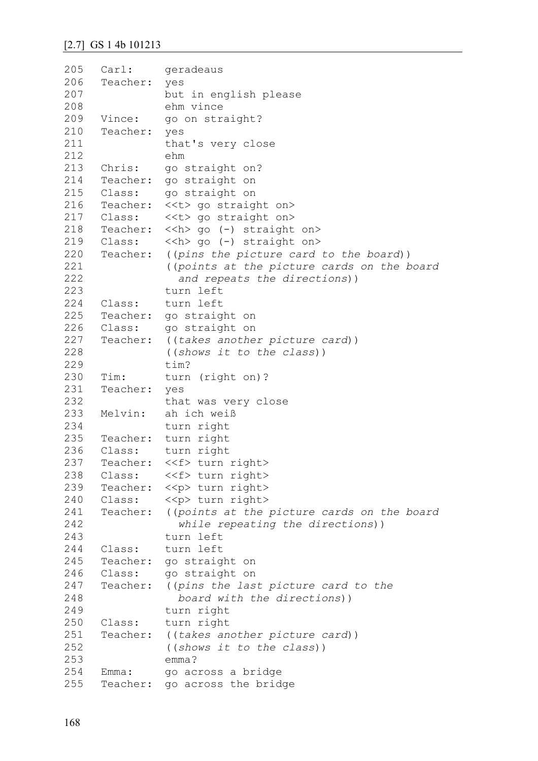[2.7] GS 1 4b 101213

```
205   Carl:      geradeaus
206   Teacher:   yes
207              but in english please
208              ehm vince
209   Vince:     go on straight?
210   Teacher:   yes
211              that's very close
212              ehm
213   Chris:     go straight on?
214   Teacher:   go straight on
215   Class:     go straight on
216   Teacher:   <<t> go straight on>
217   Class:     <<t> go straight on>
218   Teacher:   <<h> go (-) straight on>
219   Class:     <<h> go (-) straight on>
220   Teacher:   ((pins the picture card to the board))
221              ((points at the picture cards on the board
222                and repeats the directions))
223              turn left
224   Class:     turn left
225   Teacher:   go straight on
226   Class:     go straight on
227   Teacher:   ((takes another picture card))
228              ((shows it to the class))
229              tim?
230   Tim:       turn (right on)?
231   Teacher:   yes
232              that was very close
233   Melvin:    ah ich weiß
234              turn right
235   Teacher:   turn right
236   Class:     turn right
237   Teacher:   <<f> turn right>
238   Class:     <<f> turn right>
239   Teacher:   <<p> turn right>
240   Class:     <<p> turn right>
241   Teacher:   ((points at the picture cards on the board
242                while repeating the directions))
243              turn left
244   Class:     turn left
245   Teacher:   go straight on
246   Class:     go straight on
247   Teacher:   ((pins the last picture card to the
248                board with the directions))
249              turn right
250   Class:     turn right
251   Teacher:   ((takes another picture card))
252              ((shows it to the class))
253              emma?
254   Emma:      go across a bridge
255   Teacher:   go across the bridge
```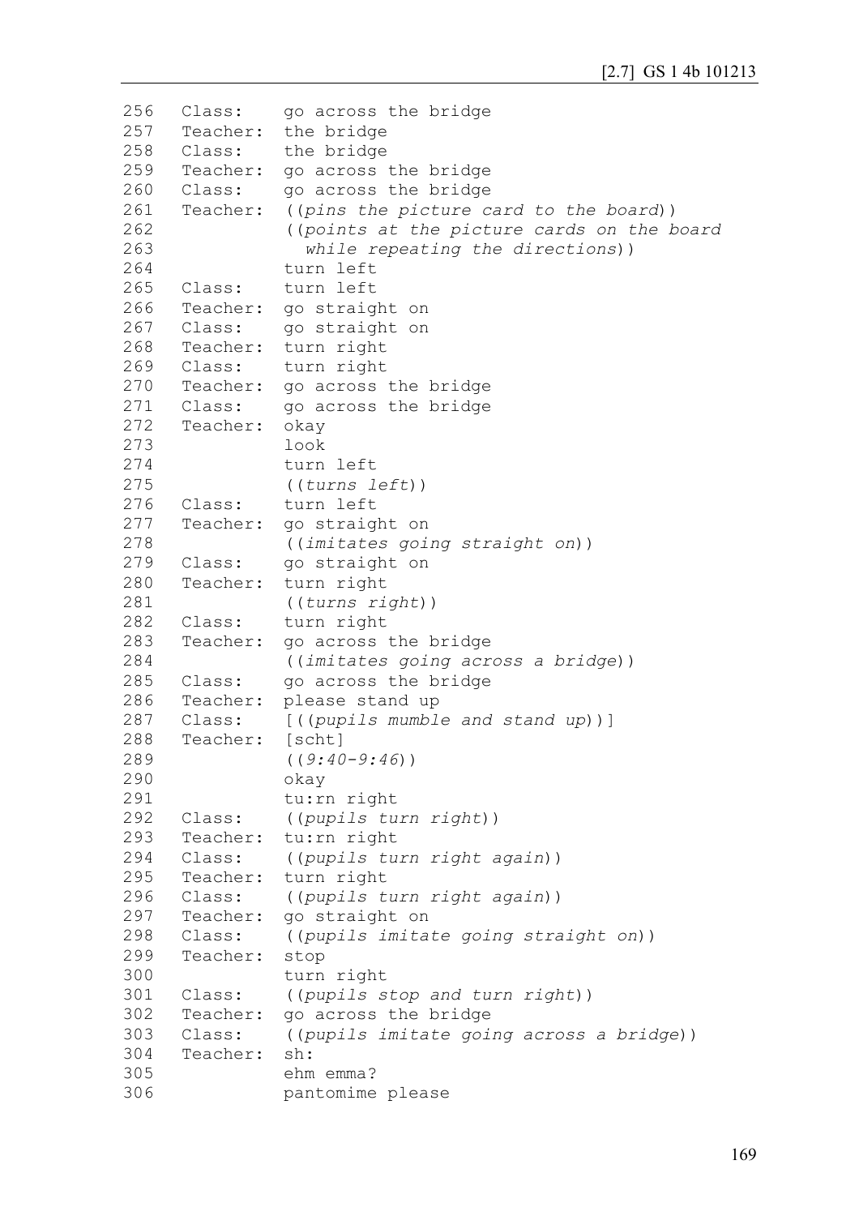```
256   Class:    go across the bridge
257   Teacher:  the bridge
258   Class:    the bridge
259   Teacher:  go across the bridge
260   Class:    go across the bridge
261   Teacher:  ((pins the picture card to the board))
262             ((points at the picture cards on the board
263               while repeating the directions))
264             turn left
265   Class:    turn left
266   Teacher:  go straight on
267   Class:    go straight on
268   Teacher:  turn right
269   Class:    turn right
270   Teacher:  go across the bridge
271   Class:    go across the bridge
272   Teacher:  okay
273             look
274             turn left
275             ((turns left))
276   Class:    turn left
277   Teacher:  go straight on
278             ((imitates going straight on))
279   Class:    go straight on
280   Teacher:  turn right
281             ((turns right))
282   Class:    turn right
283   Teacher:  go across the bridge
284             ((imitates going across a bridge))
285   Class:    go across the bridge
286   Teacher:  please stand up
287   Class:    [((pupils mumble and stand up))]
288   Teacher:  [scht]
289             ((9:40-9:46))
290             okay
291             tu:rn right
292   Class:    ((pupils turn right))
293   Teacher:  tu:rn right
294   Class:    ((pupils turn right again))
295   Teacher:  turn right
296   Class:    ((pupils turn right again))
297   Teacher:  go straight on
298   Class:    ((pupils imitate going straight on))
299   Teacher:  stop
300             turn right
301   Class:    ((pupils stop and turn right))
302   Teacher:  go across the bridge
303   Class:    ((pupils imitate going across a bridge))
304   Teacher:  sh:
305             ehm emma?
306             pantomime please
```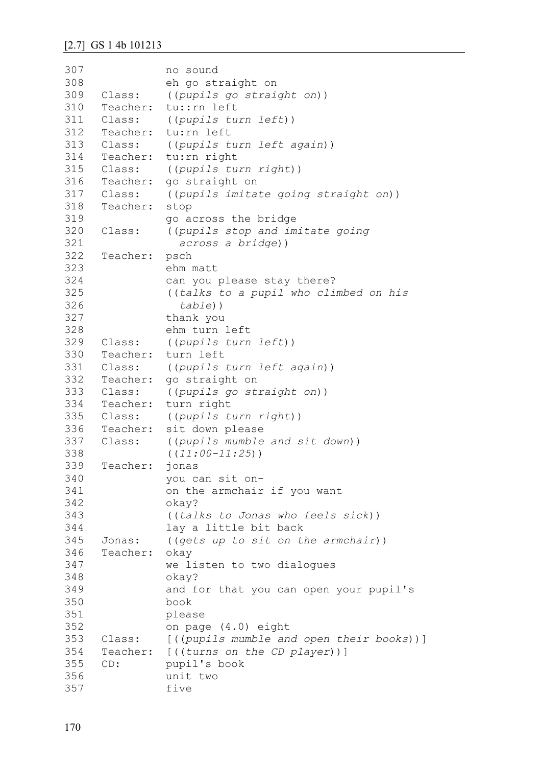[2.7] GS 1 4b 101213

```
307            no sound
308            eh go straight on
309  Class:    ((pupils go straight on))
310  Teacher:  tu::rn left
311  Class:    ((pupils turn left))
312  Teacher:  tu:rn left
313  Class:    ((pupils turn left again))
314  Teacher:  tu:rn right
315  Class:    ((pupils turn right))
316  Teacher:  go straight on
317  Class:    ((pupils imitate going straight on))
318  Teacher:  stop
319            go across the bridge
320  Class:    ((pupils stop and imitate going
321              across a bridge))
322  Teacher:  psch
323            ehm matt
324            can you please stay there?
325            ((talks to a pupil who climbed on his
326              table))
327            thank you
328            ehm turn left
329  Class:    ((pupils turn left))
330  Teacher:  turn left
331  Class:    ((pupils turn left again))
332  Teacher:  go straight on
333  Class:    ((pupils go straight on))
334  Teacher:  turn right
335  Class:    ((pupils turn right))
336  Teacher:  sit down please
337  Class:    ((pupils mumble and sit down))
338            ((11:00-11:25))
339  Teacher:  jonas
340            you can sit on-
341            on the armchair if you want
342            okay?
343            ((talks to Jonas who feels sick))
344            lay a little bit back
345  Jonas:    ((gets up to sit on the armchair))
346  Teacher:  okay
347            we listen to two dialogues
348            okay?
349            and for that you can open your pupil's
350            book
351            please
352            on page (4.0) eight
353  Class:    [((pupils mumble and open their books))]
354  Teacher:  [((turns on the CD player))]
355  CD:       pupil's book
356            unit two
357            five
```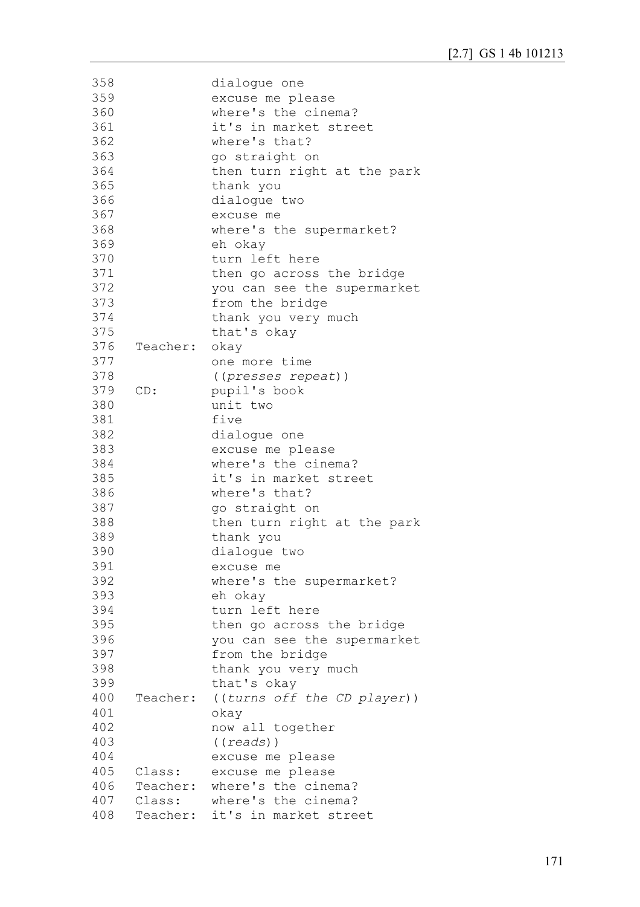```
358             dialogue one
359             excuse me please
360             where's the cinema?
361             it's in market street
362             where's that?
363             go straight on
364             then turn right at the park
365             thank you
366             dialogue two
367             excuse me
368             where's the supermarket?
369             eh okay
370             turn left here
371             then go across the bridge
372             you can see the supermarket
373             from the bridge
374             thank you very much
375             that's okay
376   Teacher:  okay
377             one more time
378             ((presses repeat))
379   CD:       pupil's book
380             unit two
381             five
382             dialogue one
383             excuse me please
384             where's the cinema?
385             it's in market street
386             where's that?
387             go straight on
388             then turn right at the park
389             thank you
390             dialogue two
391             excuse me
392             where's the supermarket?
393             eh okay
394             turn left here
395             then go across the bridge
396             you can see the supermarket
397             from the bridge
398             thank you very much
399             that's okay
400   Teacher:  ((turns off the CD player))
401             okay
402             now all together
403             ((reads))
404             excuse me please
405   Class:    excuse me please
406   Teacher:  where's the cinema?
407   Class:    where's the cinema?
408   Teacher:  it's in market street
```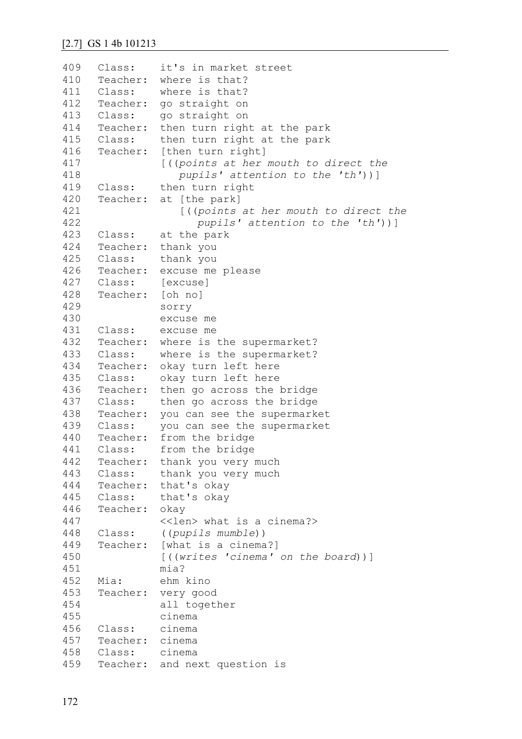## [2.7] GS 1 4b 101213

```
409   Class:    it's in market street
410   Teacher:  where is that?
411   Class:    where is that?
412   Teacher:  go straight on
413   Class:    go straight on
414   Teacher:  then turn right at the park
415   Class:    then turn right at the park
416   Teacher:  [then turn right]
417             [((points at her mouth to direct the
418                pupils' attention to the 'th'))]
419   Class:    then turn right
420   Teacher:  at [the park]
421                [((points at her mouth to direct the
422                   pupils' attention to the 'th'))]
423   Class:    at the park
424   Teacher:  thank you
425   Class:    thank you
426   Teacher:  excuse me please
427   Class:    [excuse]
428   Teacher:  [oh no]
429             sorry
430             excuse me
431   Class:    excuse me
432   Teacher:  where is the supermarket?
433   Class:    where is the supermarket?
434   Teacher:  okay turn left here
435   Class:    okay turn left here
436   Teacher:  then go across the bridge
437   Class:    then go across the bridge
438   Teacher:  you can see the supermarket
439   Class:    you can see the supermarket
440   Teacher:  from the bridge
441   Class:    from the bridge
442   Teacher:  thank you very much
443   Class:    thank you very much
444   Teacher:  that's okay
445   Class:    that's okay
446   Teacher:  okay
447             <<len> what is a cinema?>
448   Class:    ((pupils mumble))
449   Teacher:  [what is a cinema?]
450             [((writes 'cinema' on the board))]
451             mia?
452   Mia:      ehm kino
453   Teacher:  very good
454             all together
455             cinema
456   Class:    cinema
457   Teacher:  cinema
458   Class:    cinema
459   Teacher:  and next question is
```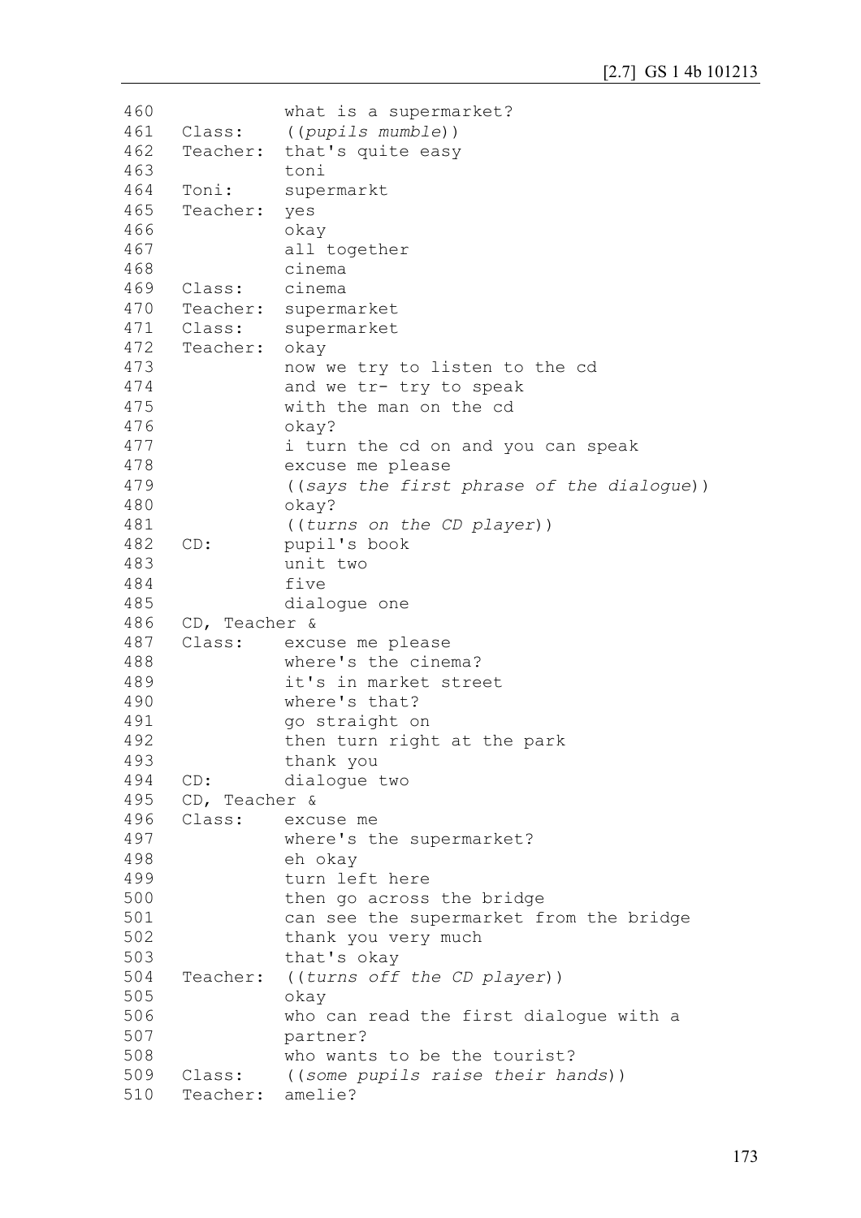```
460              what is a supermarket?
461   Class:     ((pupils mumble))
462   Teacher:   that's quite easy
463              toni
464   Toni:      supermarkt
465   Teacher:   yes
466              okay
467              all together
468              cinema
469   Class:     cinema
470   Teacher:   supermarket
471   Class:     supermarket
472   Teacher:   okay
473              now we try to listen to the cd
474              and we tr- try to speak
475              with the man on the cd
476              okay?
477              i turn the cd on and you can speak
478              excuse me please
479              ((says the first phrase of the dialogue))
480              okay?
481              ((turns on the CD player))
482   CD:        pupil's book
483              unit two
484              five
485              dialogue one
486   CD, Teacher &
487   Class:     excuse me please
488              where's the cinema?
489              it's in market street
490              where's that?
491              go straight on
492              then turn right at the park
493              thank you
494   CD:        dialogue two
495   CD, Teacher &
496   Class:     excuse me
497              where's the supermarket?
498              eh okay
499              turn left here
500              then go across the bridge
501              can see the supermarket from the bridge
502              thank you very much
503              that's okay
504   Teacher:   ((turns off the CD player))
505              okay
506              who can read the first dialogue with a
507              partner?
508              who wants to be the tourist?
509   Class:     ((some pupils raise their hands))
510   Teacher:   amelie?
```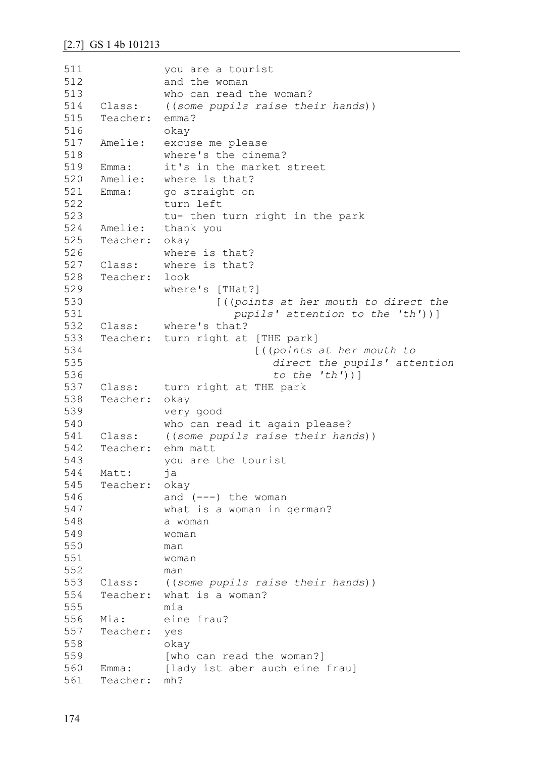## [2.7] GS 1 4b 101213

```
511             you are a tourist
512             and the woman
513             who can read the woman?
514   Class:    ((some pupils raise their hands))
515   Teacher:  emma?
516             okay
517   Amelie:   excuse me please
518             where's the cinema?
519   Emma:     it's in the market street
520   Amelie:   where is that?
521   Emma:     go straight on
522             turn left
523             tu- then turn right in the park
524   Amelie:   thank you
525   Teacher:  okay
526             where is that?
527   Class:    where is that?
528   Teacher:  look
529             where's [THat?]
530                     [((points at her mouth to direct the
531                        pupils' attention to the 'th'))]
532   Class:    where's that?
533   Teacher:  turn right at [THE park]
534                           [((points at her mouth to
535                              direct the pupils' attention
536                              to the 'th'))]
537   Class:    turn right at THE park
538   Teacher:  okay
539             very good
540             who can read it again please?
541   Class:    ((some pupils raise their hands))
542   Teacher:  ehm matt
543             you are the tourist
544   Matt:     ja
545   Teacher:  okay
546             and (---) the woman
547             what is a woman in german?
548             a woman
549             woman
550             man
551             woman
552             man
553   Class:    ((some pupils raise their hands))
554   Teacher:  what is a woman?
555             mia
556   Mia:      eine frau?
557   Teacher:  yes
558             okay
559             [who can read the woman?]
560   Emma:     [lady ist aber auch eine frau]
561   Teacher:  mh?
```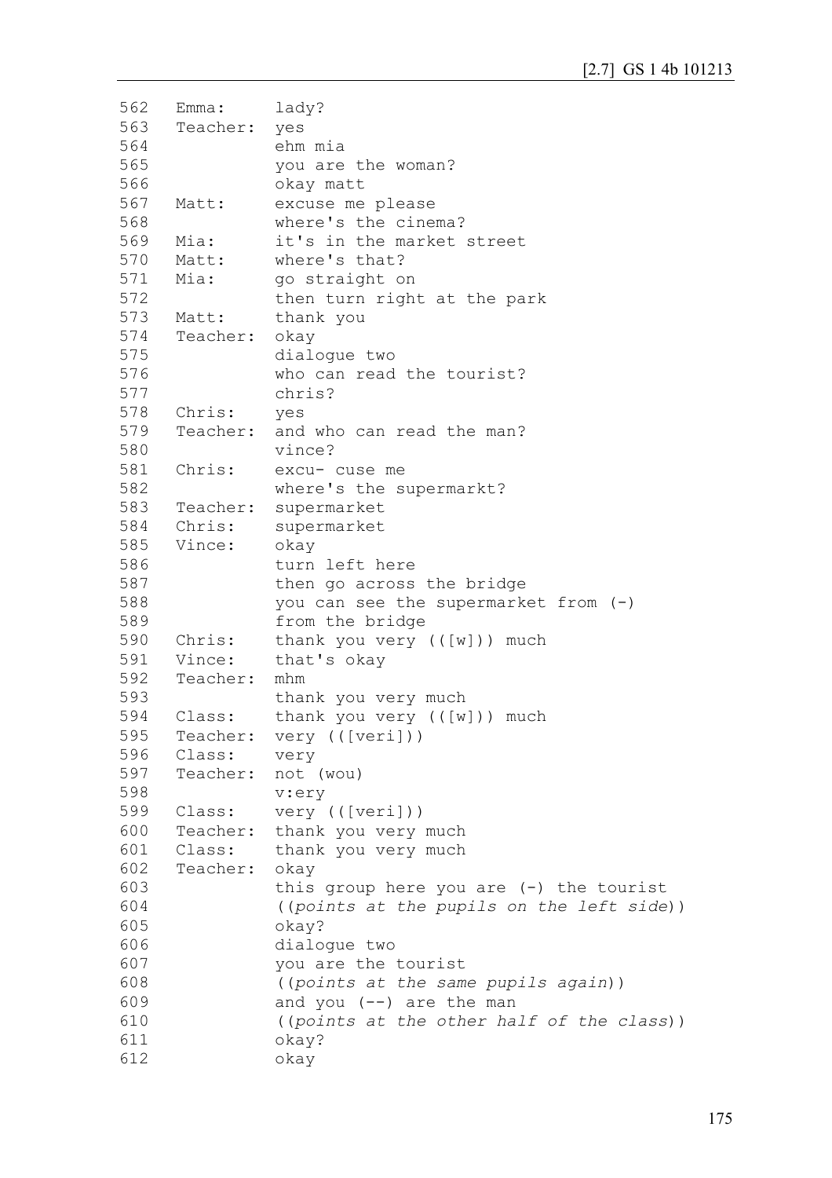```
562   Emma:      lady?
563   Teacher:   yes
564              ehm mia
565              you are the woman?
566              okay matt
567   Matt:      excuse me please
568              where's the cinema?
569   Mia:       it's in the market street
570   Matt:      where's that?
571   Mia:       go straight on
572              then turn right at the park
573   Matt:      thank you
574   Teacher:   okay
575              dialogue two
576              who can read the tourist?
577              chris?
578   Chris:     yes
579   Teacher:   and who can read the man?
580              vince?
581   Chris:     excu- cuse me
582              where's the supermarkt?
583   Teacher:   supermarket
584   Chris:     supermarket
585   Vince:     okay
586              turn left here
587              then go across the bridge
588              you can see the supermarket from (-)
589              from the bridge
590   Chris:     thank you very (([w])) much
591   Vince:     that's okay
592   Teacher:   mhm
593              thank you very much
594   Class:     thank you very (([w])) much
595   Teacher:   very (([veri]))
596   Class:     very
597   Teacher:   not (wou)
598              v:ery
599   Class:     very (([veri]))
600   Teacher:   thank you very much
601   Class:     thank you very much
602   Teacher:   okay
603              this group here you are (-) the tourist
604              ((points at the pupils on the left side))
605              okay?
606              dialogue two
607              you are the tourist
608              ((points at the same pupils again))
609              and you (--) are the man
610              ((points at the other half of the class))
611              okay?
612              okay
```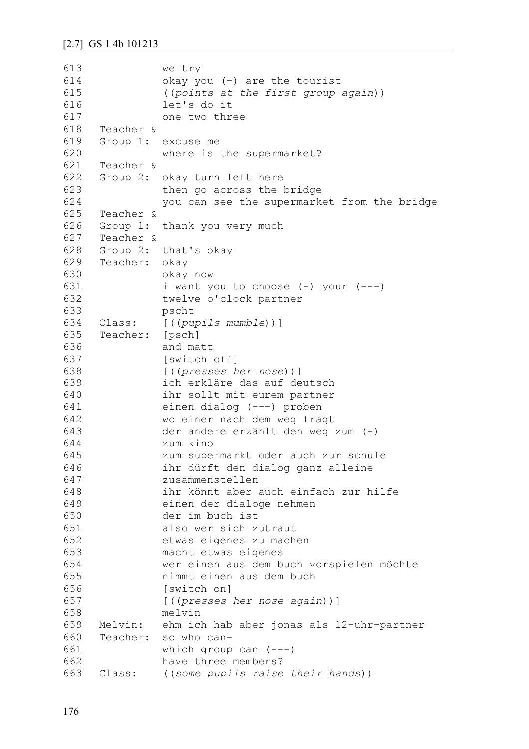```
613            we try
614            okay you (-) are the tourist
615            ((points at the first group again))
616            let's do it
617            one two three
618  Teacher &
619  Group 1:  excuse me
620            where is the supermarket?
621  Teacher &
622  Group 2:  okay turn left here
623            then go across the bridge
624            you can see the supermarket from the bridge
625  Teacher &
626  Group 1:  thank you very much
627  Teacher &
628  Group 2:  that's okay
629  Teacher:  okay
630            okay now
631            i want you to choose (-) your (---)
632            twelve o'clock partner
633            pscht
634  Class:    [((pupils mumble))]
635  Teacher:  [psch]
636            and matt
637            [switch off]
638            [((presses her nose))]
639            ich erkläre das auf deutsch
640            ihr sollt mit eurem partner
641            einen dialog (---) proben
642            wo einer nach dem weg fragt
643            der andere erzählt den weg zum (-)
644            zum kino
645            zum supermarkt oder auch zur schule
646            ihr dürft den dialog ganz alleine
647            zusammenstellen
648            ihr könnt aber auch einfach zur hilfe
649            einen der dialoge nehmen
650            der im buch ist
651            also wer sich zutraut
652            etwas eigenes zu machen
653            macht etwas eigenes
654            wer einen aus dem buch vorspielen möchte
655            nimmt einen aus dem buch
656            [switch on]
657            [((presses her nose again))]
658            melvin
659  Melvin:   ehm ich hab aber jonas als 12-uhr-partner
660  Teacher:  so who can-
661            which group can (---)
662            have three members?
663  Class:    ((some pupils raise their hands))
```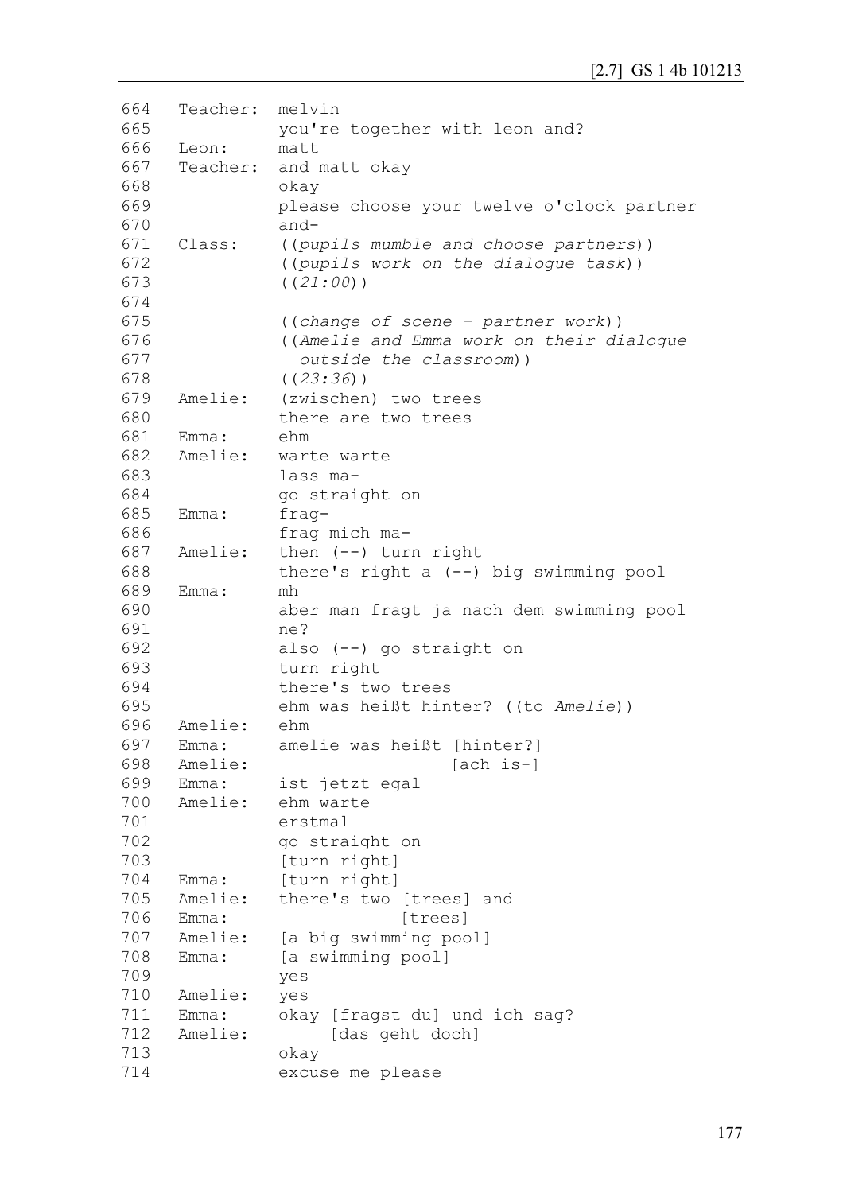```
664   Teacher:  melvin
665             you're together with leon and?
666   Leon:     matt
667   Teacher:  and matt okay
668             okay
669             please choose your twelve o'clock partner
670             and-
671   Class:    ((pupils mumble and choose partners))
672             ((pupils work on the dialogue task))
673             ((21:00))
674
675             ((change of scene – partner work))
676             ((Amelie and Emma work on their dialogue
677               outside the classroom))
678             ((23:36))
679   Amelie:   (zwischen) two trees
680             there are two trees
681   Emma:     ehm
682   Amelie:   warte warte
683             lass ma-
684             go straight on
685   Emma:     frag-
686             frag mich ma-
687   Amelie:   then (--) turn right
688             there's right a (--) big swimming pool
689   Emma:     mh
690             aber man fragt ja nach dem swimming pool
691             ne?
692             also (--) go straight on
693             turn right
694             there's two trees
695             ehm was heißt hinter? ((to Amelie))
696   Amelie:   ehm
697   Emma:     amelie was heißt [hinter?]
698   Amelie:                    [ach is-]
699   Emma:     ist jetzt egal
700   Amelie:   ehm warte
701             erstmal
702             go straight on
703             [turn right]
704   Emma:     [turn right]
705   Amelie:   there's two [trees] and
706   Emma:                 [trees]
707   Amelie:   [a big swimming pool]
708   Emma:     [a swimming pool]
709             yes
710   Amelie:   yes
711   Emma:     okay [fragst du] und ich sag?
712   Amelie:        [das geht doch]
713             okay
714             excuse me please
```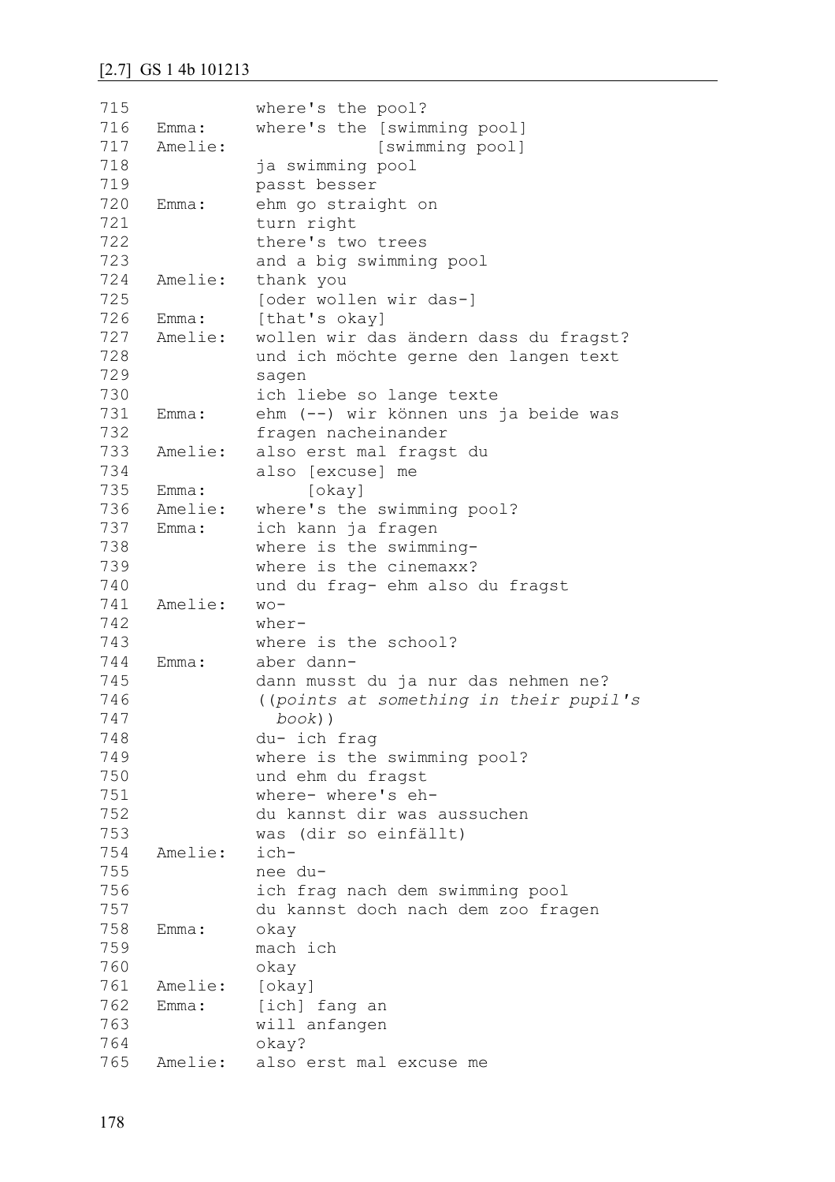```
715              where's the pool?
716   Emma:      where's the [swimming pool]
717   Amelie:                [swimming pool]
718              ja swimming pool
719              passt besser
720   Emma:      ehm go straight on
721              turn right
722              there's two trees
723              and a big swimming pool
724   Amelie:    thank you
725              [oder wollen wir das-]
726   Emma:      [that's okay]
727   Amelie:    wollen wir das ändern dass du fragst?
728              und ich möchte gerne den langen text
729              sagen
730              ich liebe so lange texte
731   Emma:      ehm (--) wir können uns ja beide was
732              fragen nacheinander
733   Amelie:    also erst mal fragst du
734              also [excuse] me
735   Emma:           [okay]
736   Amelie:    where's the swimming pool?
737   Emma:      ich kann ja fragen
738              where is the swimming-
739              where is the cinemaxx?
740              und du frag- ehm also du fragst
741   Amelie:    wo-
742              wher-
743              where is the school?
744   Emma:      aber dann-
745              dann musst du ja nur das nehmen ne?
746              ((points at something in their pupil's
747                book))
748              du- ich frag
749              where is the swimming pool?
750              und ehm du fragst
751              where- where's eh-
752              du kannst dir was aussuchen
753              was (dir so einfällt)
754   Amelie:    ich-
755              nee du-
756              ich frag nach dem swimming pool
757              du kannst doch nach dem zoo fragen
758   Emma:      okay
759              mach ich
760              okay
761   Amelie:    [okay]
762   Emma:      [ich] fang an
763              will anfangen
764              okay?
765   Amelie:    also erst mal excuse me
```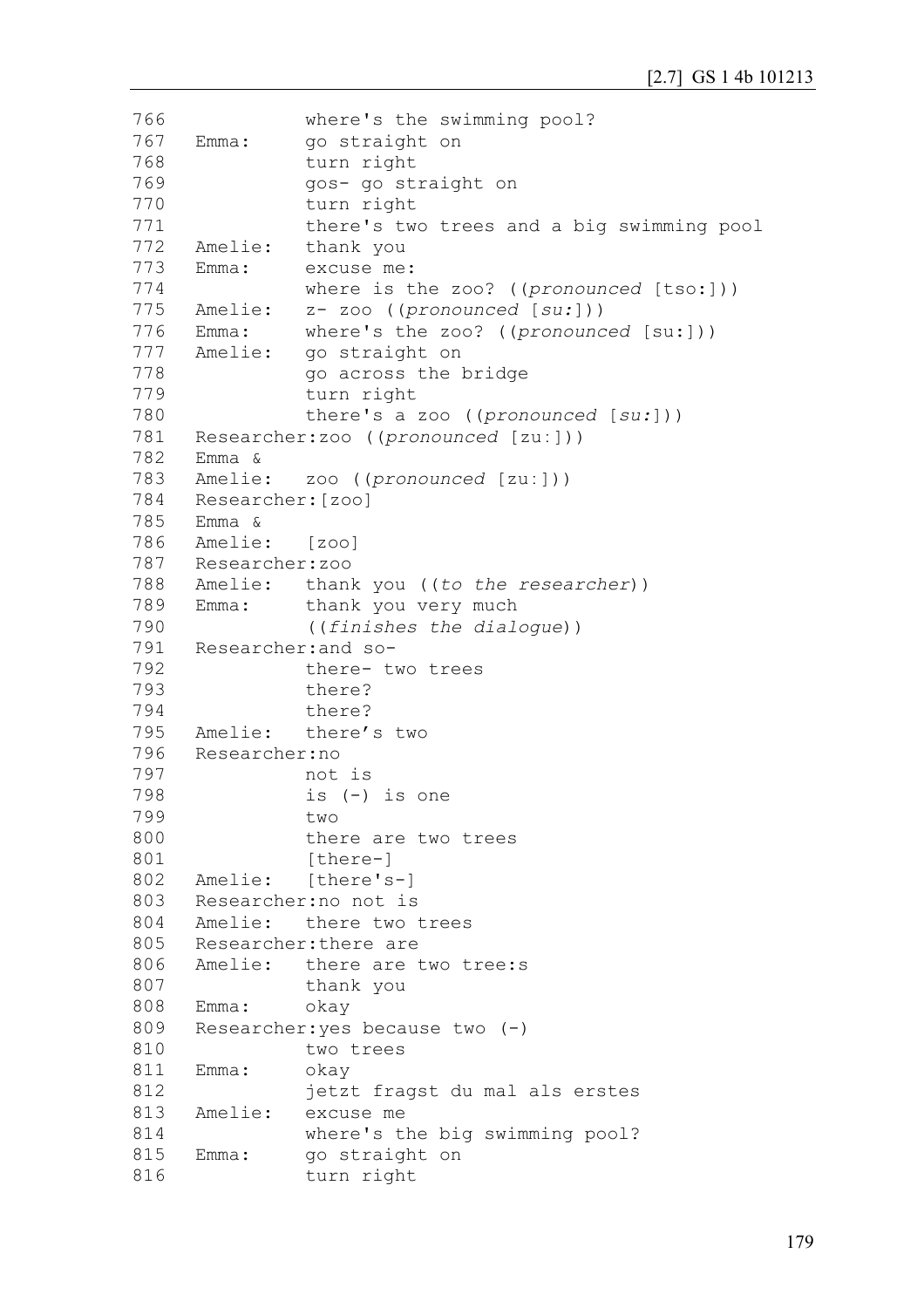```
766              where's the swimming pool?
767   Emma:      go straight on
768              turn right
769              gos- go straight on
770              turn right
771              there's two trees and a big swimming pool
772   Amelie:    thank you
773   Emma:      excuse me:
774              where is the zoo? ((pronounced [tso:]))
775   Amelie:    z- zoo ((pronounced [su:]))
776   Emma:      where's the zoo? ((pronounced [su:]))
777   Amelie:    go straight on
778              go across the bridge
779              turn right
780              there's a zoo ((pronounced [su:]))
781   Researcher:zoo ((pronounced [zu:]))
782   Emma &
783   Amelie:    zoo ((pronounced [zu:]))
784   Researcher:[zoo]
785   Emma &
786   Amelie:    [zoo]
787   Researcher:zoo
788   Amelie:    thank you ((to the researcher))
789   Emma:      thank you very much
790              ((finishes the dialogue))
791   Researcher:and so-
792              there- two trees
793              there?
794              there?
795   Amelie:    there's two
796   Researcher:no
797              not is
798              is (-) is one
799              two
800              there are two trees
801              [there-]
802   Amelie:    [there's-]
803   Researcher:no not is
804   Amelie:    there two trees
805   Researcher:there are
806   Amelie:    there are two tree:s
807              thank you
808   Emma:      okay
809   Researcher:yes because two (-)
810              two trees
811   Emma:      okay
812              jetzt fragst du mal als erstes
813   Amelie:    excuse me
814              where's the big swimming pool?
815   Emma:      go straight on
816              turn right
```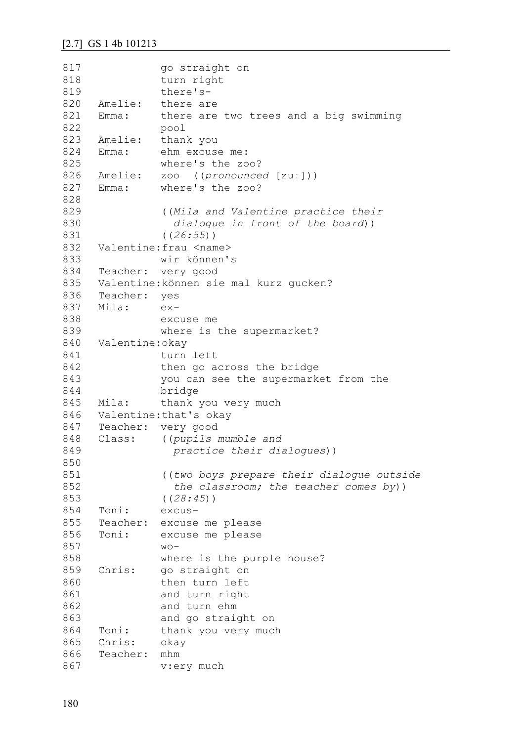```
817            go straight on
818            turn right
819            there's-
820   Amelie:  there are
821   Emma:    there are two trees and a big swimming
822            pool
823   Amelie:  thank you
824   Emma:    ehm excuse me:
825            where's the zoo?
826   Amelie:  zoo  ((pronounced [zu:]))
827   Emma:    where's the zoo?
828
829            ((Mila and Valentine practice their
830              dialogue in front of the board))
831            ((26:55))
832   Valentine:frau <name>
833            wir können's
834   Teacher:  very good
835   Valentine:können sie mal kurz gucken?
836   Teacher:  yes
837   Mila:     ex-
838            excuse me
839            where is the supermarket?
840   Valentine:okay
841            turn left
842            then go across the bridge
843            you can see the supermarket from the
844            bridge
845   Mila:     thank you very much
846   Valentine:that's okay
847   Teacher:  very good
848   Class:    ((pupils mumble and
849              practice their dialogues))
850
851            ((two boys prepare their dialogue outside
852              the classroom; the teacher comes by))
853            ((28:45))
854   Toni:     excus-
855   Teacher:  excuse me please
856   Toni:     excuse me please
857            wo-
858            where is the purple house?
859   Chris:    go straight on
860            then turn left
861            and turn right
862            and turn ehm
863            and go straight on
864   Toni:     thank you very much
865   Chris:    okay
866   Teacher:  mhm
867            v:ery much
```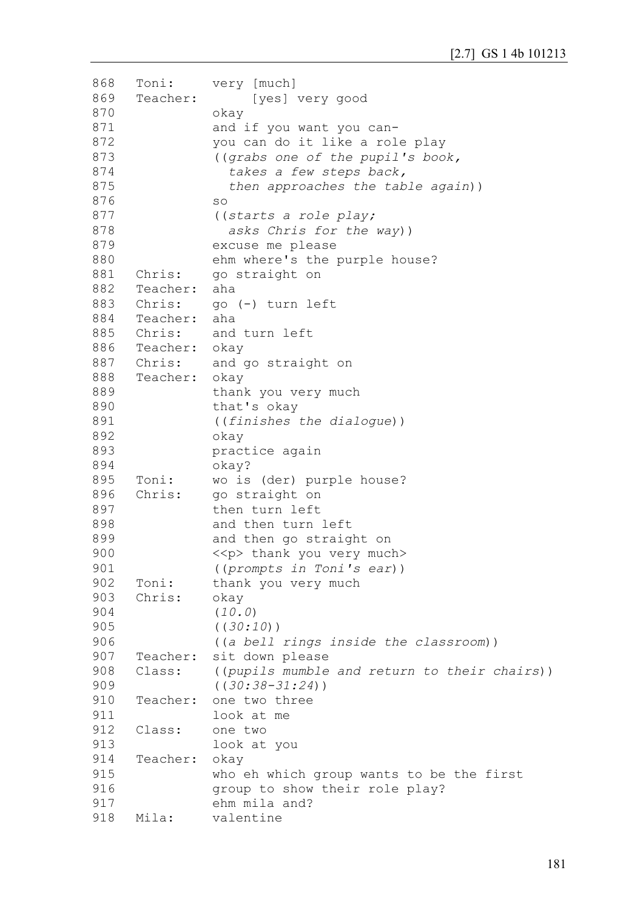```
868   Toni:     very [much]
869   Teacher:      [yes] very good
870             okay
871             and if you want you can-
872             you can do it like a role play
873             ((grabs one of the pupil's book,
874               takes a few steps back,
875               then approaches the table again))
876             so
877             ((starts a role play;
878               asks Chris for the way))
879             excuse me please
880             ehm where's the purple house?
881   Chris:    go straight on
882   Teacher:  aha
883   Chris:    go (-) turn left
884   Teacher:  aha
885   Chris:    and turn left
886   Teacher:  okay
887   Chris:    and go straight on
888   Teacher:  okay
889             thank you very much
890             that's okay
891             ((finishes the dialogue))
892             okay
893             practice again
894             okay?
895   Toni:     wo is (der) purple house?
896   Chris:    go straight on
897             then turn left
898             and then turn left
899             and then go straight on
900             <<p> thank you very much>
901             ((prompts in Toni's ear))
902   Toni:     thank you very much
903   Chris:    okay
904             (10.0)
905             ((30:10))
906             ((a bell rings inside the classroom))
907   Teacher:  sit down please
908   Class:    ((pupils mumble and return to their chairs))
909             ((30:38-31:24))
910   Teacher:  one two three
911             look at me
912   Class:    one two
913             look at you
914   Teacher:  okay
915             who eh which group wants to be the first
916             group to show their role play?
917             ehm mila and?
918   Mila:     valentine
```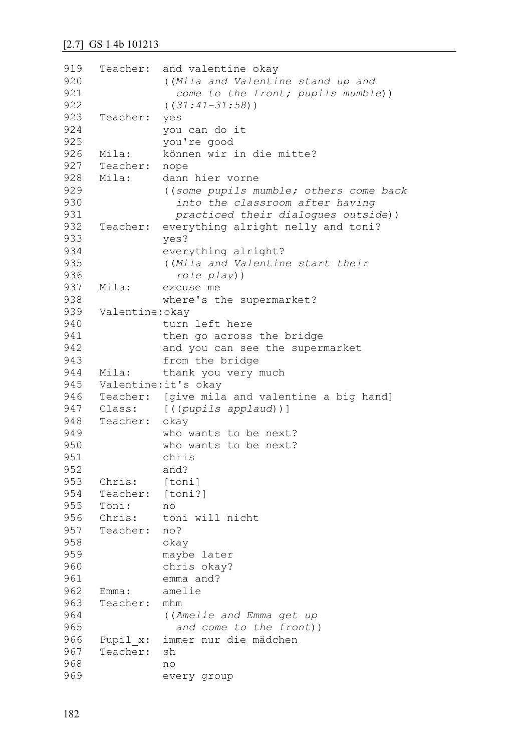## [2.7] GS 1 4b 101213

```
919  Teacher:  and valentine okay
920            ((Mila and Valentine stand up and
921              come to the front; pupils mumble))
922            ((31:41-31:58))
923  Teacher:  yes
924            you can do it
925            you're good
926  Mila:     können wir in die mitte?
927  Teacher:  nope
928  Mila:     dann hier vorne
929            ((some pupils mumble; others come back
930              into the classroom after having
931              practiced their dialogues outside))
932  Teacher:  everything alright nelly and toni?
933            yes?
934            everything alright?
935            ((Mila and Valentine start their
936              role play))
937  Mila:     excuse me
938            where's the supermarket?
939  Valentine:okay
940            turn left here
941            then go across the bridge
942            and you can see the supermarket
943            from the bridge
944  Mila:     thank you very much
945  Valentine:it's okay
946  Teacher:  [give mila and valentine a big hand]
947  Class:    [((pupils applaud))]
948  Teacher:  okay
949            who wants to be next?
950            who wants to be next?
951            chris
952            and?
953  Chris:    [toni]
954  Teacher:  [toni?]
955  Toni:     no
956  Chris:    toni will nicht
957  Teacher:  no?
958            okay
959            maybe later
960            chris okay?
961            emma and?
962  Emma:     amelie
963  Teacher:  mhm
964            ((Amelie and Emma get up
965              and come to the front))
966  Pupil_x:  immer nur die mädchen
967  Teacher:  sh
968            no
969            every group
```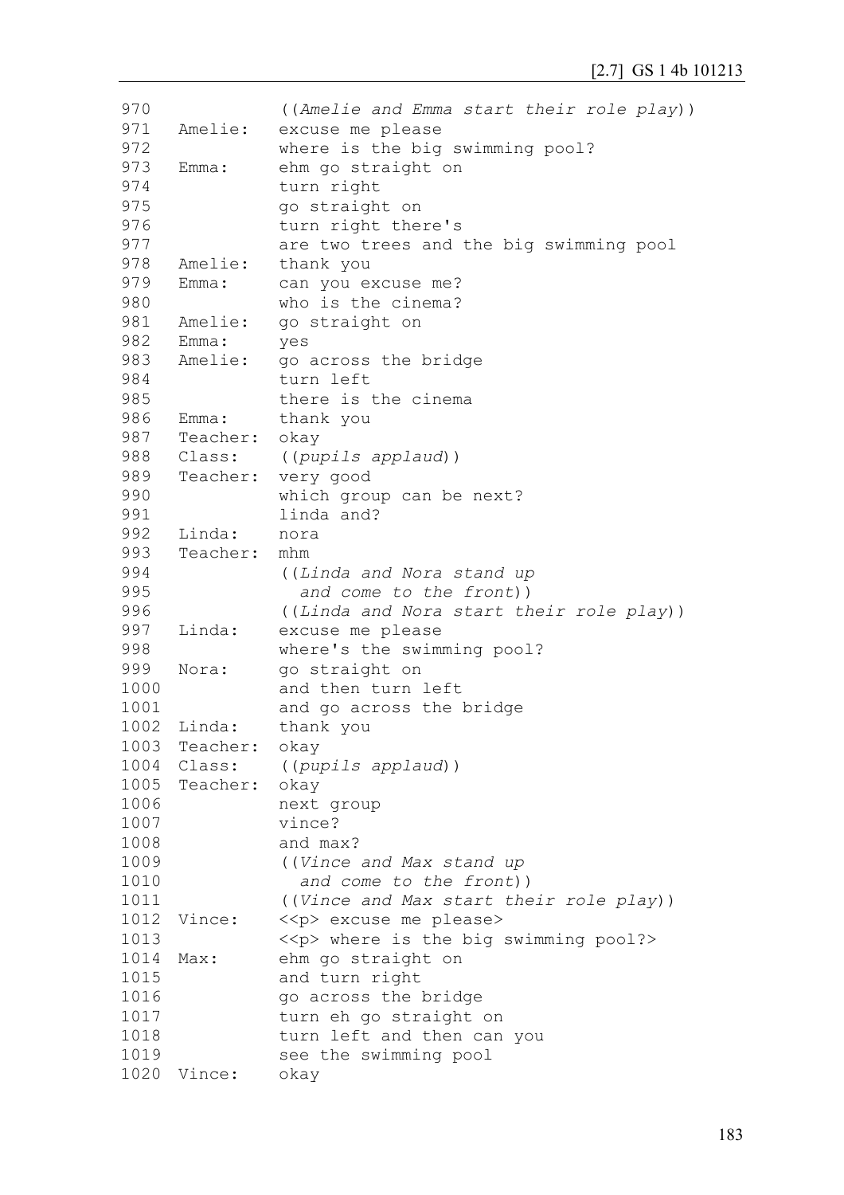```
970               ((Amelie and Emma start their role play))
971   Amelie:     excuse me please
972               where is the big swimming pool?
973   Emma:       ehm go straight on
974               turn right
975               go straight on
976               turn right there's
977               are two trees and the big swimming pool
978   Amelie:     thank you
979   Emma:       can you excuse me?
980               who is the cinema?
981   Amelie:     go straight on
982   Emma:       yes
983   Amelie:     go across the bridge
984               turn left
985               there is the cinema
986   Emma:       thank you
987   Teacher:    okay
988   Class:      ((pupils applaud))
989   Teacher:    very good
990               which group can be next?
991               linda and?
992   Linda:      nora
993   Teacher:    mhm
994               ((Linda and Nora stand up
995                 and come to the front))
996               ((Linda and Nora start their role play))
997   Linda:      excuse me please
998               where's the swimming pool?
999   Nora:       go straight on
1000              and then turn left
1001              and go across the bridge
1002  Linda:      thank you
1003  Teacher:    okay
1004  Class:      ((pupils applaud))
1005  Teacher:    okay
1006              next group
1007              vince?
1008              and max?
1009              ((Vince and Max stand up
1010                and come to the front))
1011              ((Vince and Max start their role play))
1012  Vince:      <<p> excuse me please>
1013              <<p> where is the big swimming pool?>
1014  Max:        ehm go straight on
1015              and turn right
1016              go across the bridge
1017              turn eh go straight on
1018              turn left and then can you
1019              see the swimming pool
1020  Vince:      okay
```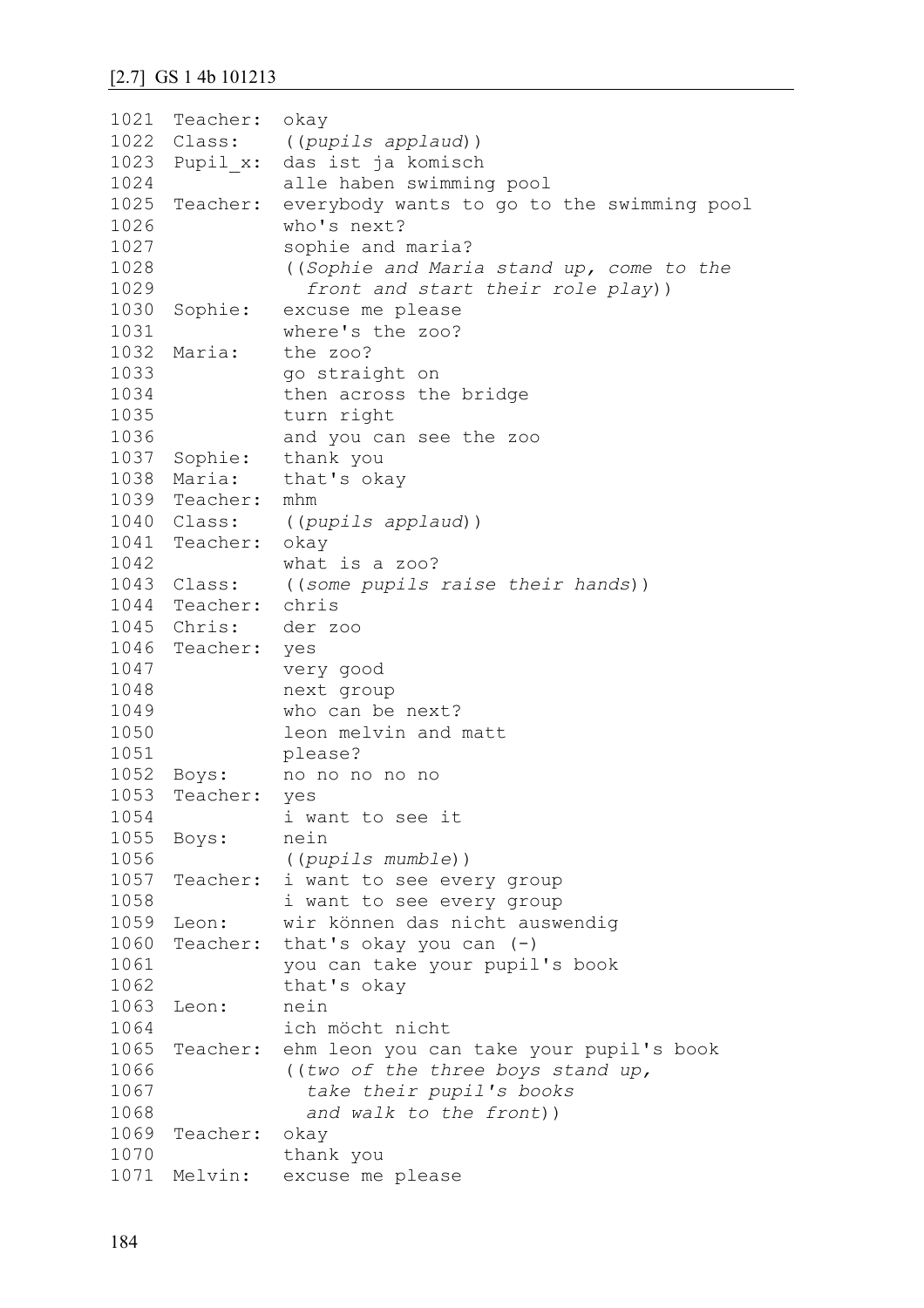## [2.7] GS 1 4b 101213

```
1021  Teacher:  okay
1022  Class:    ((pupils applaud))
1023  Pupil_x:  das ist ja komisch
1024            alle haben swimming pool
1025  Teacher:  everybody wants to go to the swimming pool
1026            who's next?
1027            sophie and maria?
1028            ((Sophie and Maria stand up, come to the
1029              front and start their role play))
1030  Sophie:   excuse me please
1031            where's the zoo?
1032  Maria:    the zoo?
1033            go straight on
1034            then across the bridge
1035            turn right
1036            and you can see the zoo
1037  Sophie:   thank you
1038  Maria:    that's okay
1039  Teacher:  mhm
1040  Class:    ((pupils applaud))
1041  Teacher:  okay
1042            what is a zoo?
1043  Class:    ((some pupils raise their hands))
1044  Teacher:  chris
1045  Chris:    der zoo
1046  Teacher:  yes
1047            very good
1048            next group
1049            who can be next?
1050            leon melvin and matt
1051            please?
1052  Boys:     no no no no no
1053  Teacher:  yes
1054            i want to see it
1055  Boys:     nein
1056            ((pupils mumble))
1057  Teacher:  i want to see every group
1058            i want to see every group
1059  Leon:     wir können das nicht auswendig
1060  Teacher:  that's okay you can (-)
1061            you can take your pupil's book
1062            that's okay
1063  Leon:     nein
1064            ich möcht nicht
1065  Teacher:  ehm leon you can take your pupil's book
1066            ((two of the three boys stand up,
1067              take their pupil's books
1068              and walk to the front))
1069  Teacher:  okay
1070            thank you
1071  Melvin:   excuse me please
```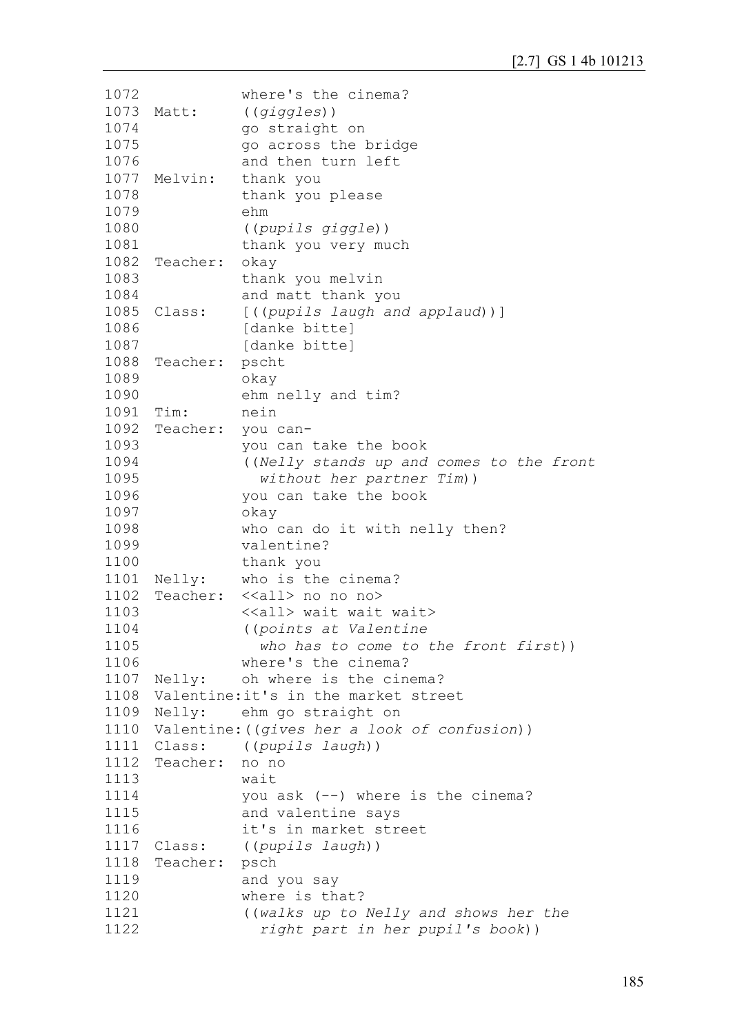```
1072             where's the cinema?
1073  Matt:      ((giggles))
1074             go straight on
1075             go across the bridge
1076             and then turn left
1077  Melvin:    thank you
1078             thank you please
1079             ehm
1080             ((pupils giggle))
1081             thank you very much
1082  Teacher:   okay
1083             thank you melvin
1084             and matt thank you
1085  Class:     [((pupils laugh and applaud))]
1086             [danke bitte]
1087             [danke bitte]
1088  Teacher:   pscht
1089             okay
1090             ehm nelly and tim?
1091  Tim:       nein
1092  Teacher:   you can-
1093             you can take the book
1094             ((Nelly stands up and comes to the front
1095               without her partner Tim))
1096             you can take the book
1097             okay
1098             who can do it with nelly then?
1099             valentine?
1100             thank you
1101  Nelly:     who is the cinema?
1102  Teacher:   <<all> no no no>
1103             <<all> wait wait wait>
1104             ((points at Valentine
1105               who has to come to the front first))
1106             where's the cinema?
1107  Nelly:     oh where is the cinema?
1108  Valentine:it's in the market street
1109  Nelly:     ehm go straight on
1110  Valentine:((gives her a look of confusion))
1111  Class:     ((pupils laugh))
1112  Teacher:   no no
1113             wait
1114             you ask (--) where is the cinema?
1115             and valentine says
1116             it's in market street
1117  Class:     ((pupils laugh))
1118  Teacher:   psch
1119             and you say
1120             where is that?
1121             ((walks up to Nelly and shows her the
1122               right part in her pupil's book))
```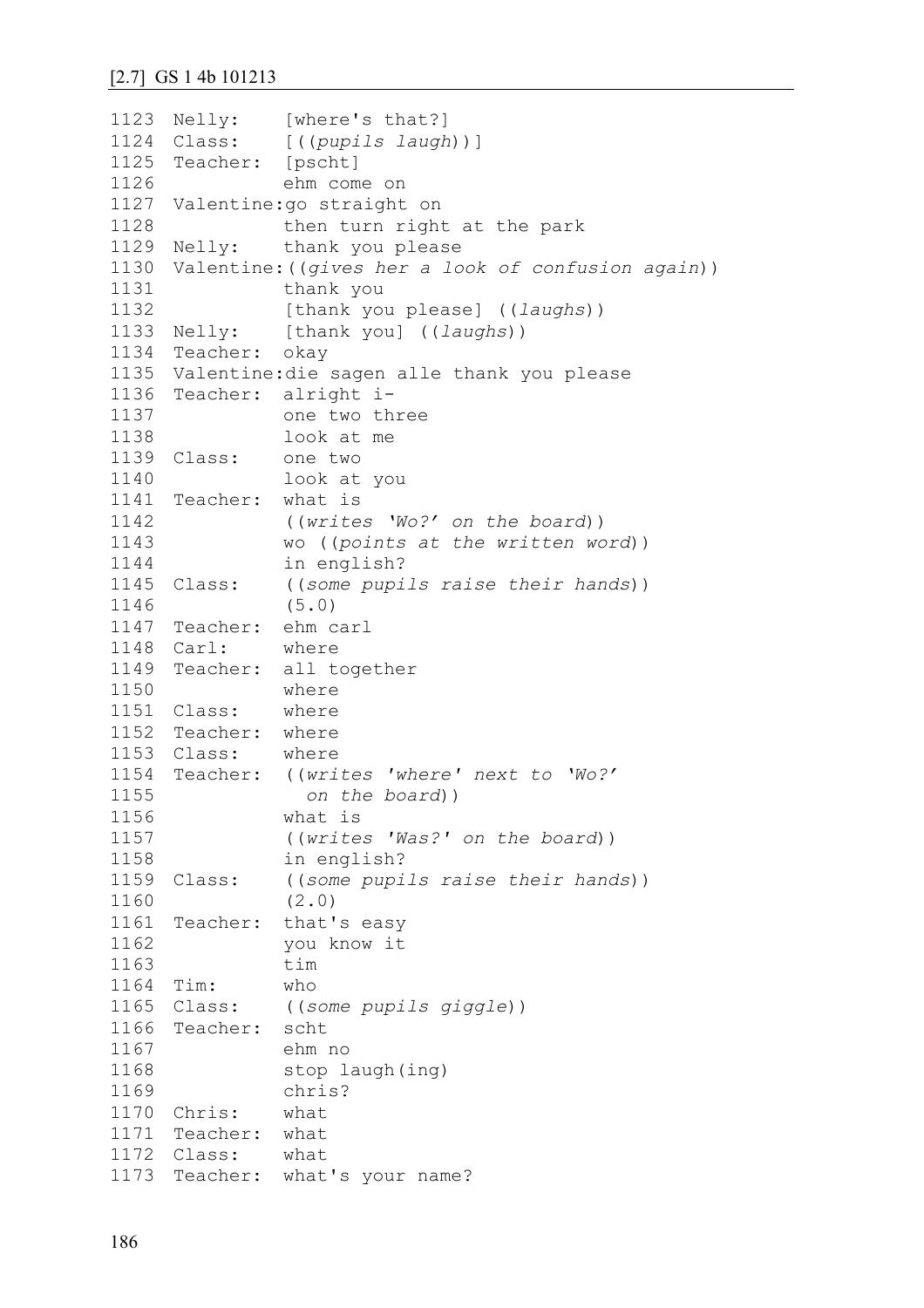[2.7] GS 1 4b 101213

```
1123  Nelly:    [where's that?]
1124  Class:    [((pupils laugh))]
1125  Teacher:  [pscht]
1126            ehm come on
1127  Valentine:go straight on
1128            then turn right at the park
1129  Nelly:    thank you please
1130  Valentine:((gives her a look of confusion again))
1131            thank you
1132            [thank you please] ((laughs))
1133  Nelly:    [thank you] ((laughs))
1134  Teacher:  okay
1135  Valentine:die sagen alle thank you please
1136  Teacher:  alright i-
1137            one two three
1138            look at me
1139  Class:    one two
1140            look at you
1141  Teacher:  what is
1142            ((writes 'Wo?' on the board))
1143            wo ((points at the written word))
1144            in english?
1145  Class:    ((some pupils raise their hands))
1146            (5.0)
1147  Teacher:  ehm carl
1148  Carl:     where
1149  Teacher:  all together
1150            where
1151  Class:    where
1152  Teacher:  where
1153  Class:    where
1154  Teacher:  ((writes 'where' next to 'Wo?'
1155              on the board))
1156            what is
1157            ((writes 'Was?' on the board))
1158            in english?
1159  Class:    ((some pupils raise their hands))
1160            (2.0)
1161  Teacher:  that's easy
1162            you know it
1163            tim
1164  Tim:      who
1165  Class:    ((some pupils giggle))
1166  Teacher:  scht
1167            ehm no
1168            stop laugh(ing)
1169            chris?
1170  Chris:    what
1171  Teacher:  what
1172  Class:    what
1173  Teacher:  what's your name?
```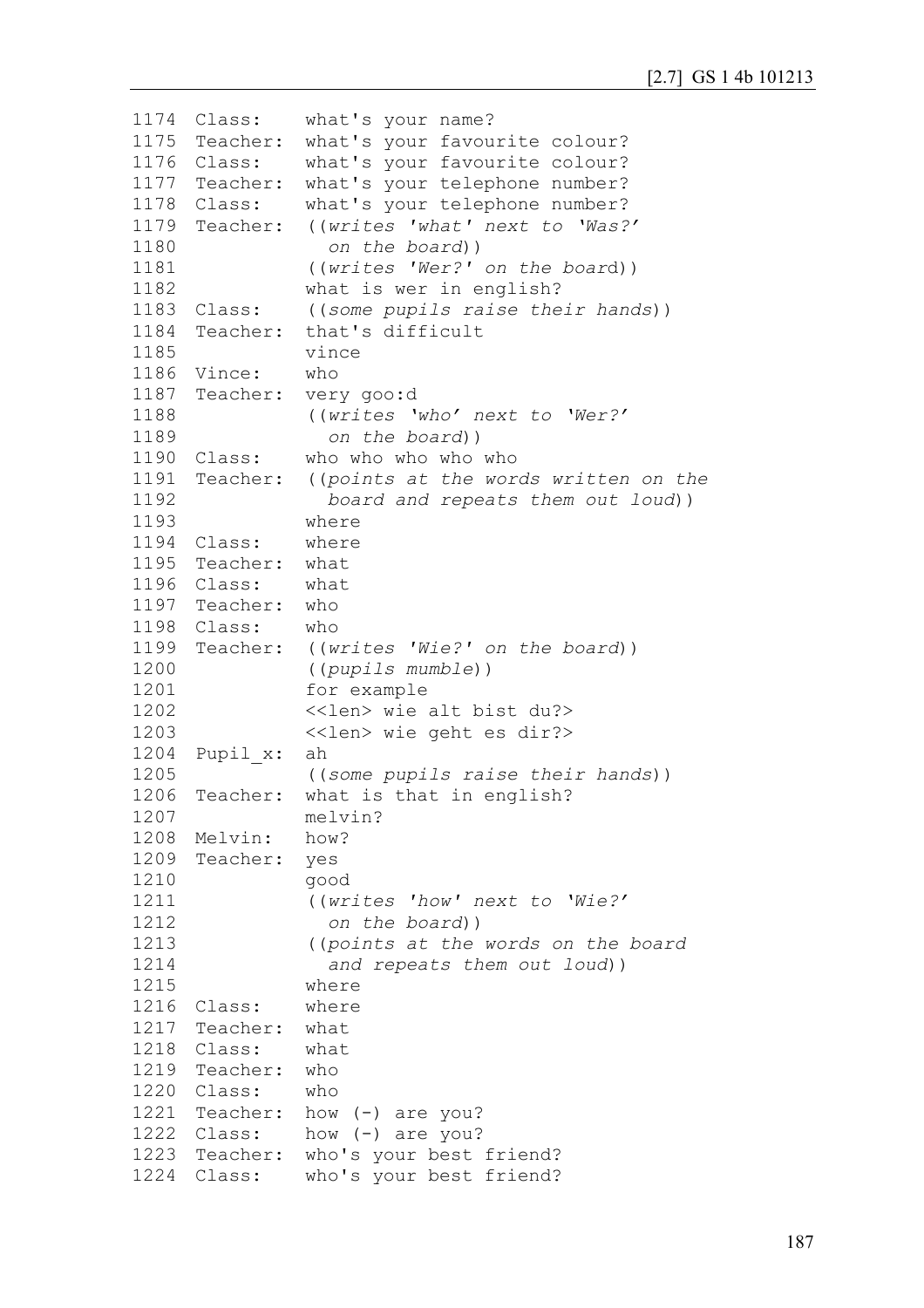```
1174  Class:    what's your name?
1175  Teacher:  what's your favourite colour?
1176  Class:    what's your favourite colour?
1177  Teacher:  what's your telephone number?
1178  Class:    what's your telephone number?
1179  Teacher:  ((writes 'what' next to 'Was?'
1180              on the board))
1181            ((writes 'Wer?' on the board))
1182            what is wer in english?
1183  Class:    ((some pupils raise their hands))
1184  Teacher:  that's difficult
1185            vince
1186  Vince:    who
1187  Teacher:  very goo:d
1188            ((writes 'who' next to 'Wer?'
1189              on the board))
1190  Class:    who who who who who
1191  Teacher:  ((points at the words written on the
1192              board and repeats them out loud))
1193            where
1194  Class:    where
1195  Teacher:  what
1196  Class:    what
1197  Teacher:  who
1198  Class:    who
1199  Teacher:  ((writes 'Wie?' on the board))
1200            ((pupils mumble))
1201            for example
1202            <<len> wie alt bist du?>
1203            <<len> wie geht es dir?>
1204  Pupil_x:  ah
1205            ((some pupils raise their hands))
1206  Teacher:  what is that in english?
1207            melvin?
1208  Melvin:   how?
1209  Teacher:  yes
1210            good
1211            ((writes 'how' next to 'Wie?'
1212              on the board))
1213            ((points at the words on the board
1214              and repeats them out loud))
1215            where
1216  Class:    where
1217  Teacher:  what
1218  Class:    what
1219  Teacher:  who
1220  Class:    who
1221  Teacher:  how (-) are you?
1222  Class:    how (-) are you?
1223  Teacher:  who's your best friend?
1224  Class:    who's your best friend?
```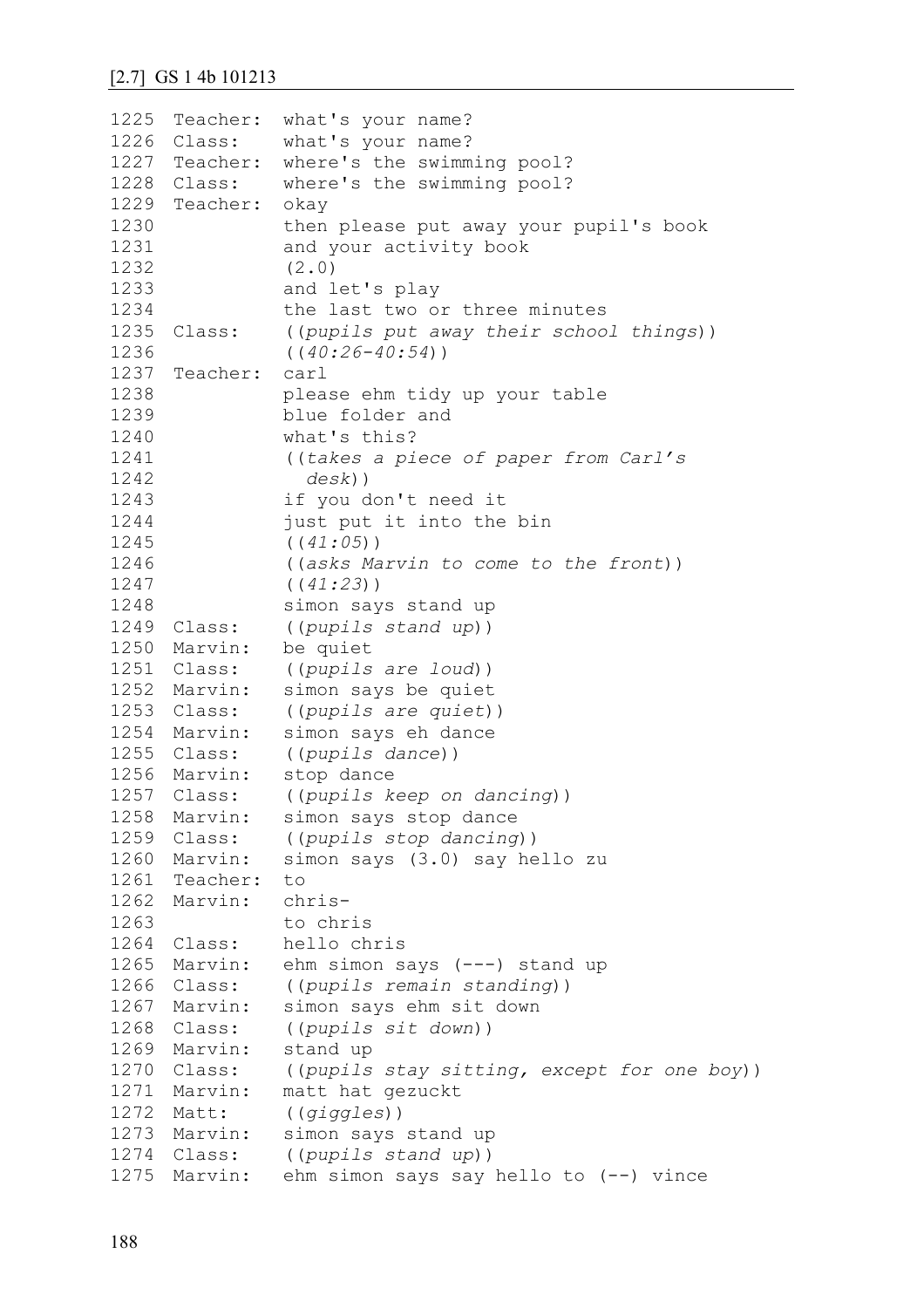## [2.7] GS 1 4b 101213

```
1225  Teacher:  what's your name?
1226  Class:    what's your name?
1227  Teacher:  where's the swimming pool?
1228  Class:    where's the swimming pool?
1229  Teacher:  okay
1230            then please put away your pupil's book
1231            and your activity book
1232            (2.0)
1233            and let's play
1234            the last two or three minutes
1235  Class:    ((pupils put away their school things))
1236            ((40:26-40:54))
1237  Teacher:  carl
1238            please ehm tidy up your table
1239            blue folder and
1240            what's this?
1241            ((takes a piece of paper from Carl's
1242              desk))
1243            if you don't need it
1244            just put it into the bin
1245            ((41:05))
1246            ((asks Marvin to come to the front))
1247            ((41:23))
1248            simon says stand up
1249  Class:    ((pupils stand up))
1250  Marvin:   be quiet
1251  Class:    ((pupils are loud))
1252  Marvin:   simon says be quiet
1253  Class:    ((pupils are quiet))
1254  Marvin:   simon says eh dance
1255  Class:    ((pupils dance))
1256  Marvin:   stop dance
1257  Class:    ((pupils keep on dancing))
1258  Marvin:   simon says stop dance
1259  Class:    ((pupils stop dancing))
1260  Marvin:   simon says (3.0) say hello zu
1261  Teacher:  to
1262  Marvin:   chris-
1263            to chris
1264  Class:    hello chris
1265  Marvin:   ehm simon says (---) stand up
1266  Class:    ((pupils remain standing))
1267  Marvin:   simon says ehm sit down
1268  Class:    ((pupils sit down))
1269  Marvin:   stand up
1270  Class:    ((pupils stay sitting, except for one boy))
1271  Marvin:   matt hat gezuckt
1272  Matt:     ((giggles))
1273  Marvin:   simon says stand up
1274  Class:    ((pupils stand up))
1275  Marvin:   ehm simon says say hello to (--) vince
```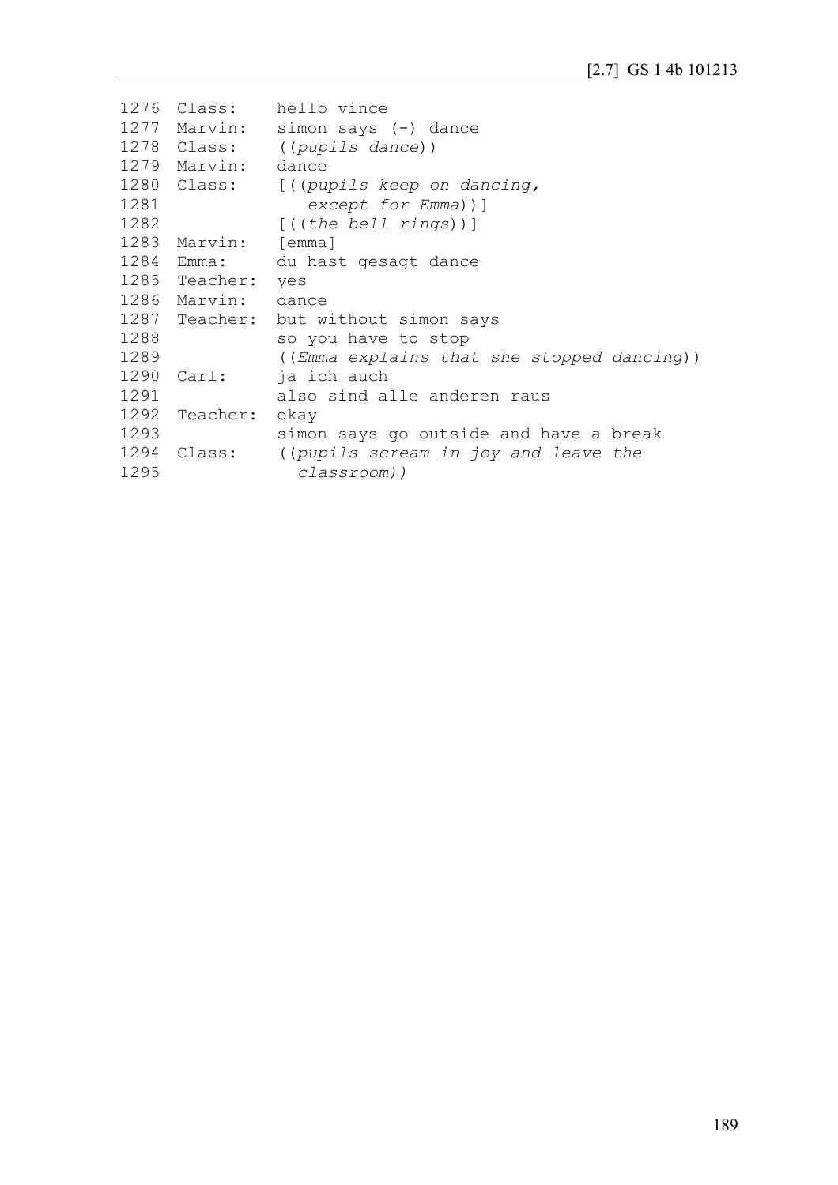```
1276  Class:    hello vince
1277  Marvin:   simon says (-) dance
1278  Class:    ((pupils dance))
1279  Marvin:   dance
1280  Class:    [((pupils keep on dancing,
1281               except for Emma))]
1282            [((the bell rings))]
1283  Marvin:   [emma]
1284  Emma:     du hast gesagt dance
1285  Teacher:  yes
1286  Marvin:   dance
1287  Teacher:  but without simon says
1288            so you have to stop
1289            ((Emma explains that she stopped dancing))
1290  Carl:     ja ich auch
1291            also sind alle anderen raus
1292  Teacher:  okay
1293            simon says go outside and have a break
1294  Class:    ((pupils scream in joy and leave the
1295              classroom))
```